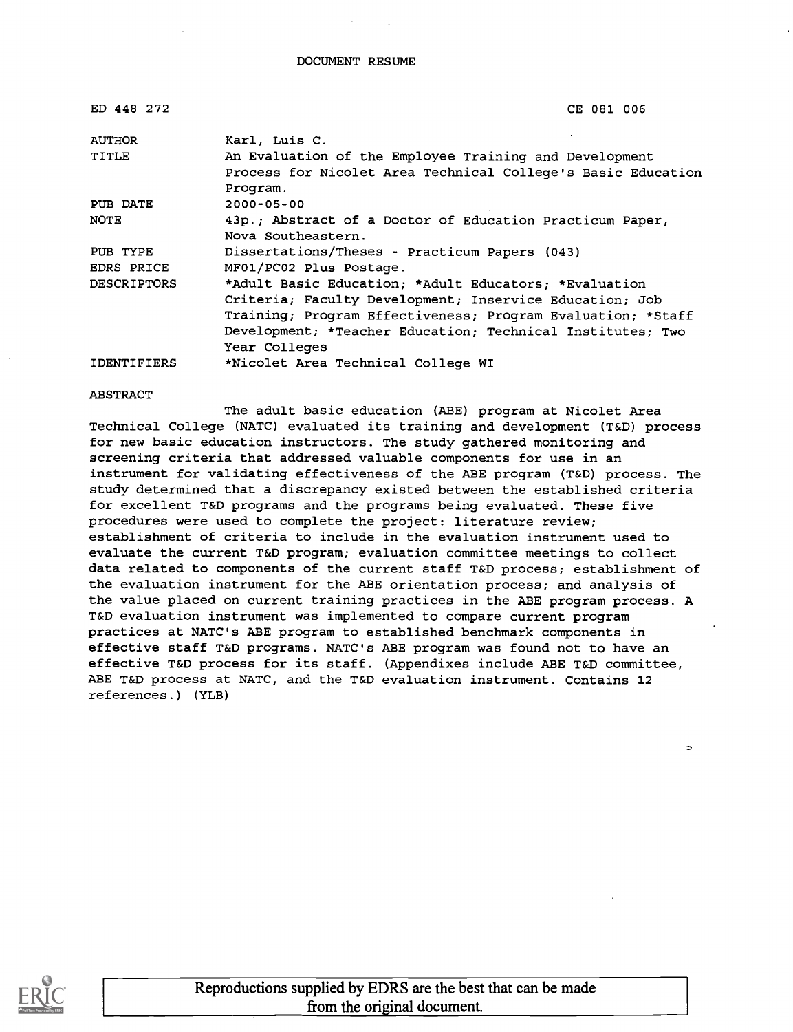DOCUMENT RESUME

| | |
|---|---|
| ED 448 272 | CE 081 006 |
| AUTHOR | Karl, Luis C. |
| TITLE | An Evaluation of the Employee Training and Development Process for Nicolet Area Technical College's Basic Education Program. |
| PUB DATE | 2000-05-00 |
| NOTE | 43p.; Abstract of a Doctor of Education Practicum Paper, Nova Southeastern. |
| PUB TYPE | Dissertations/Theses - Practicum Papers (043) |
| EDRS PRICE | MF01/PC02 Plus Postage. |
| DESCRIPTORS | *Adult Basic Education; *Adult Educators; *Evaluation Criteria; Faculty Development; Inservice Education; Job Training; Program Effectiveness; Program Evaluation; *Staff Development; *Teacher Education; Technical Institutes; Two Year Colleges |
| IDENTIFIERS | *Nicolet Area Technical College WI |

ABSTRACT

The adult basic education (ABE) program at Nicolet Area Technical College (NATC) evaluated its training and development (T&D) process for new basic education instructors. The study gathered monitoring and screening criteria that addressed valuable components for use in an instrument for validating effectiveness of the ABE program (T&D) process. The study determined that a discrepancy existed between the established criteria for excellent T&D programs and the programs being evaluated. These five procedures were used to complete the project: literature review; establishment of criteria to include in the evaluation instrument used to evaluate the current T&D program; evaluation committee meetings to collect data related to components of the current staff T&D process; establishment of the evaluation instrument for the ABE orientation process; and analysis of the value placed on current training practices in the ABE program process. A T&D evaluation instrument was implemented to compare current program practices at NATC's ABE program to established benchmark components in effective staff T&D programs. NATC's ABE program was found not to have an effective T&D process for its staff. (Appendixes include ABE T&D committee, ABE T&D process at NATC, and the T&D evaluation instrument. Contains 12 references.) (YLB)

Reproductions supplied by EDRS are the best that can be made from the original document.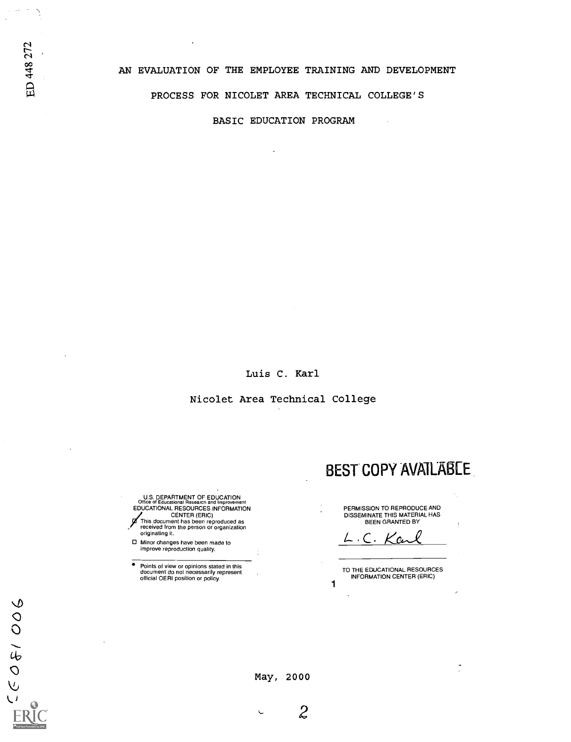# AN EVALUATION OF THE EMPLOYEE TRAINING AND DEVELOPMENT PROCESS FOR NICOLET AREA TECHNICAL COLLEGE'S BASIC EDUCATION PROGRAM

Luis C. Karl

Nicolet Area Technical College

BEST COPY AVAILABLE

U.S. DEPARTMENT OF EDUCATION
Office of Educational Research and Improvement
EDUCATIONAL RESOURCES INFORMATION CENTER (ERIC)

- [x] This document has been reproduced as received from the person or organization originating it.
- [ ] Minor changes have been made to improve reproduction quality.

- Points of view or opinions stated in this document do not necessarily represent official OERI position or policy.

PERMISSION TO REPRODUCE AND DISSEMINATE THIS MATERIAL HAS BEEN GRANTED BY

L.C. Karl

TO THE EDUCATIONAL RESOURCES INFORMATION CENTER (ERIC)

May, 2000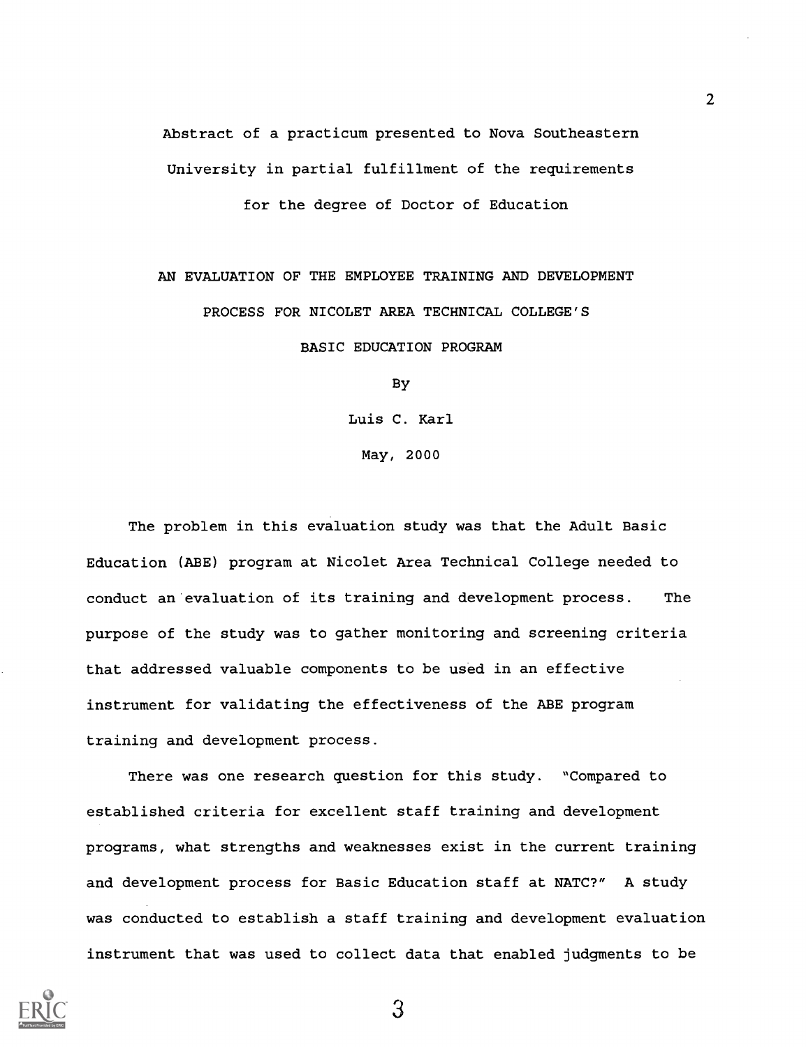Abstract of a practicum presented to Nova Southeastern University in partial fulfillment of the requirements for the degree of Doctor of Education

AN EVALUATION OF THE EMPLOYEE TRAINING AND DEVELOPMENT PROCESS FOR NICOLET AREA TECHNICAL COLLEGE'S BASIC EDUCATION PROGRAM

By

Luis C. Karl

May, 2000

The problem in this evaluation study was that the Adult Basic Education (ABE) program at Nicolet Area Technical College needed to conduct an evaluation of its training and development process. The purpose of the study was to gather monitoring and screening criteria that addressed valuable components to be used in an effective instrument for validating the effectiveness of the ABE program training and development process.

There was one research question for this study. "Compared to established criteria for excellent staff training and development programs, what strengths and weaknesses exist in the current training and development process for Basic Education staff at NATC?" A study was conducted to establish a staff training and development evaluation instrument that was used to collect data that enabled judgments to be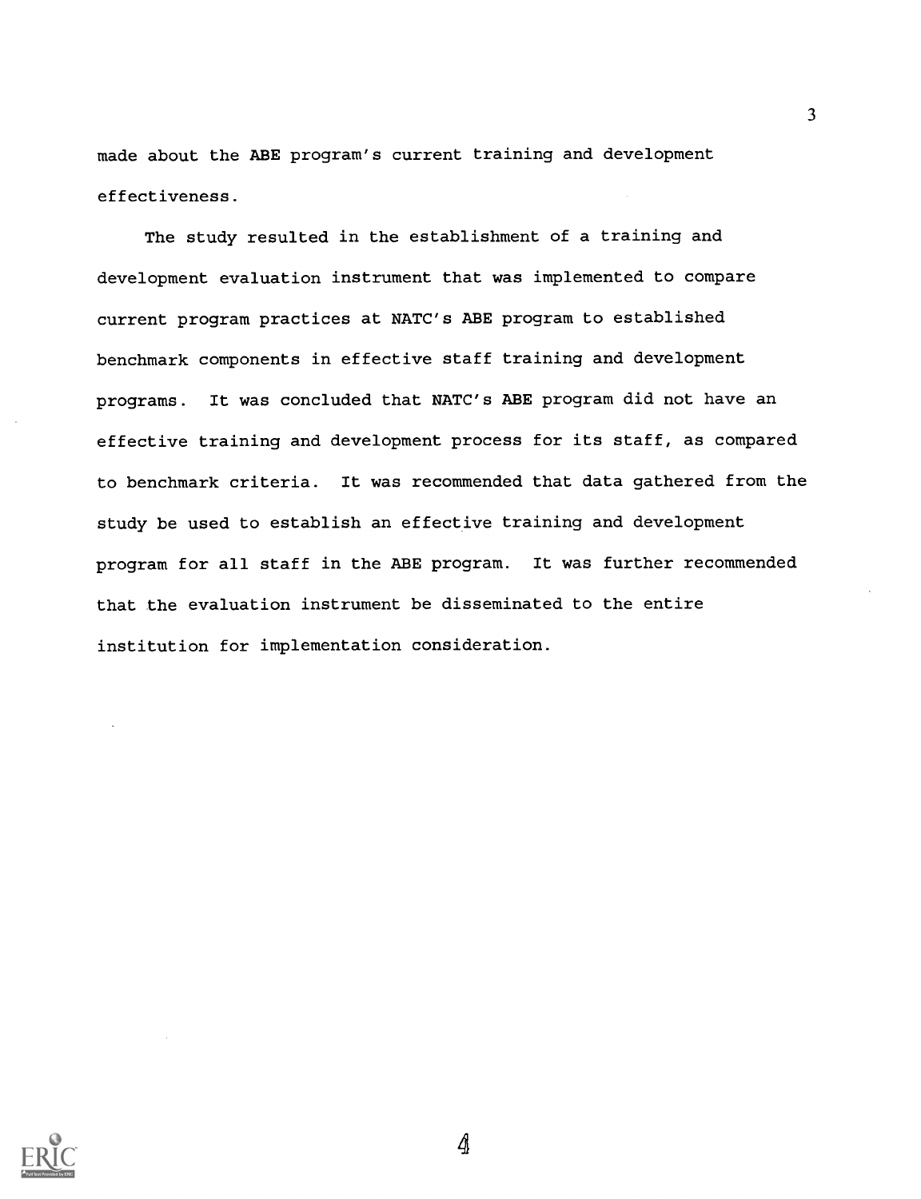made about the ABE program's current training and development effectiveness.

The study resulted in the establishment of a training and development evaluation instrument that was implemented to compare current program practices at NATC's ABE program to established benchmark components in effective staff training and development programs. It was concluded that NATC's ABE program did not have an effective training and development process for its staff, as compared to benchmark criteria. It was recommended that data gathered from the study be used to establish an effective training and development program for all staff in the ABE program. It was further recommended that the evaluation instrument be disseminated to the entire institution for implementation consideration.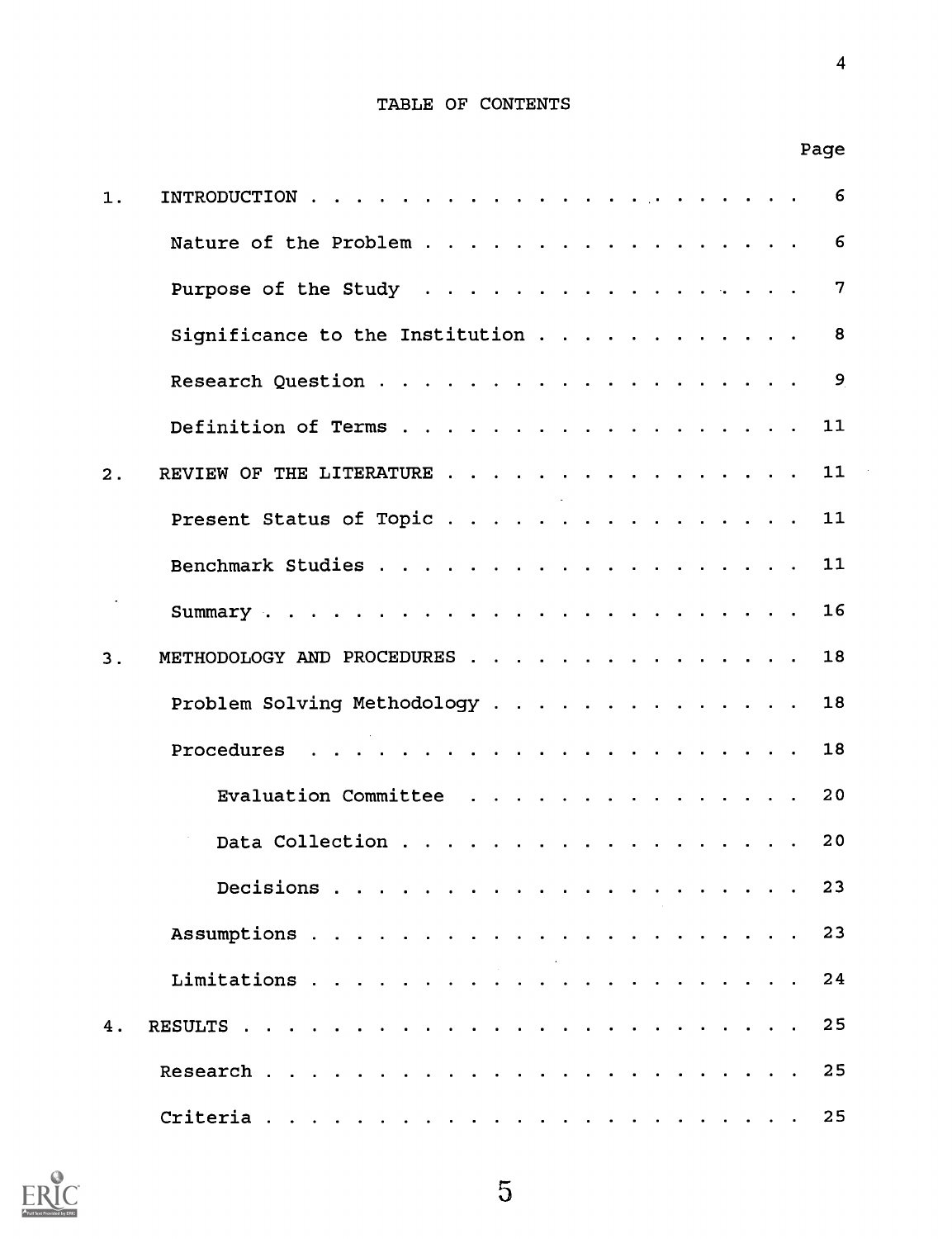# TABLE OF CONTENTS

| | Page |
|---|---|
| 1. INTRODUCTION | 6 |
| Nature of the Problem | 6 |
| Purpose of the Study | 7 |
| Significance to the Institution | 8 |
| Research Question | 9 |
| Definition of Terms | 11 |
| 2. REVIEW OF THE LITERATURE | 11 |
| Present Status of Topic | 11 |
| Benchmark Studies | 11 |
| Summary | 16 |
| 3. METHODOLOGY AND PROCEDURES | 18 |
| Problem Solving Methodology | 18 |
| Procedures | 18 |
| Evaluation Committee | 20 |
| Data Collection | 20 |
| Decisions | 23 |
| Assumptions | 23 |
| Limitations | 24 |
| 4. RESULTS | 25 |
| Research | 25 |
| Criteria | 25 |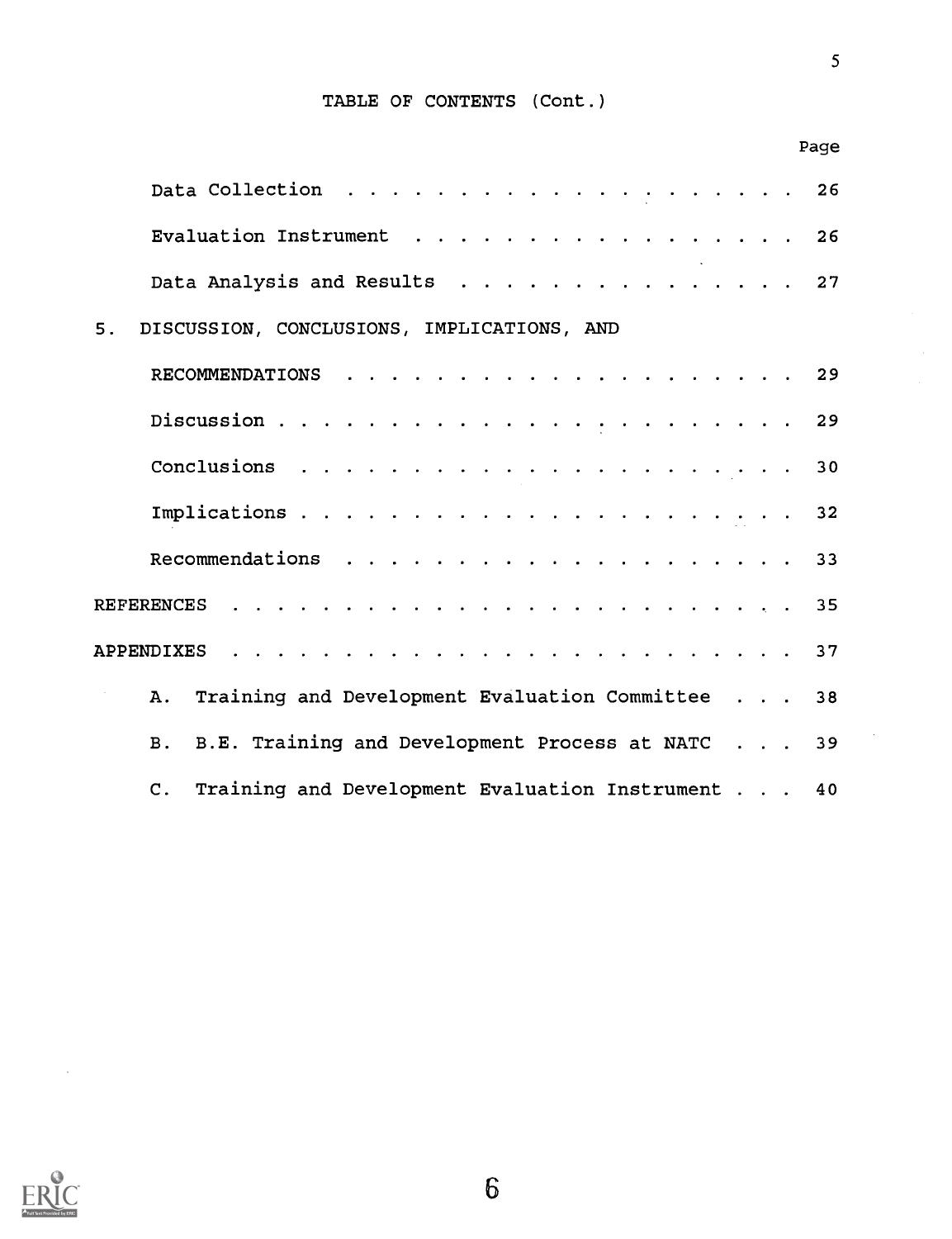# TABLE OF CONTENTS (Cont.)

| | Page |
|---|---|
| Data Collection | 26 |
| Evaluation Instrument | 26 |
| Data Analysis and Results | 27 |
| 5. DISCUSSION, CONCLUSIONS, IMPLICATIONS, AND RECOMMENDATIONS | 29 |
| Discussion | 29 |
| Conclusions | 30 |
| Implications | 32 |
| Recommendations | 33 |
| REFERENCES | 35 |
| APPENDIXES | 37 |
| A. Training and Development Evaluation Committee | 38 |
| B. B.E. Training and Development Process at NATC | 39 |
| C. Training and Development Evaluation Instrument | 40 |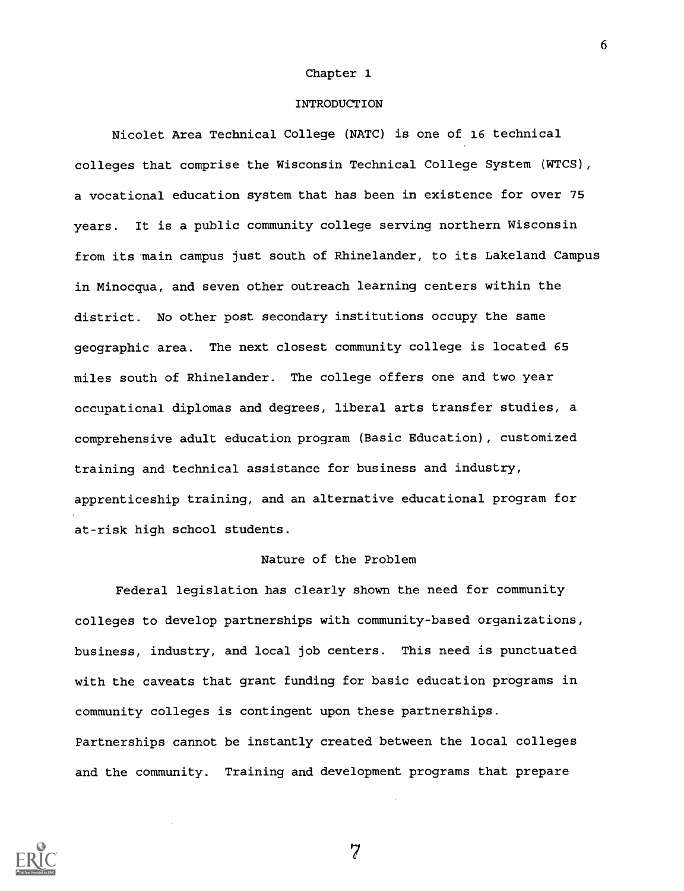# Chapter 1

## INTRODUCTION

Nicolet Area Technical College (NATC) is one of 16 technical colleges that comprise the Wisconsin Technical College System (WTCS), a vocational education system that has been in existence for over 75 years. It is a public community college serving northern Wisconsin from its main campus just south of Rhinelander, to its Lakeland Campus in Minocqua, and seven other outreach learning centers within the district. No other post secondary institutions occupy the same geographic area. The next closest community college is located 65 miles south of Rhinelander. The college offers one and two year occupational diplomas and degrees, liberal arts transfer studies, a comprehensive adult education program (Basic Education), customized training and technical assistance for business and industry, apprenticeship training, and an alternative educational program for at-risk high school students.

### Nature of the Problem

Federal legislation has clearly shown the need for community colleges to develop partnerships with community-based organizations, business, industry, and local job centers. This need is punctuated with the caveats that grant funding for basic education programs in community colleges is contingent upon these partnerships. Partnerships cannot be instantly created between the local colleges and the community. Training and development programs that prepare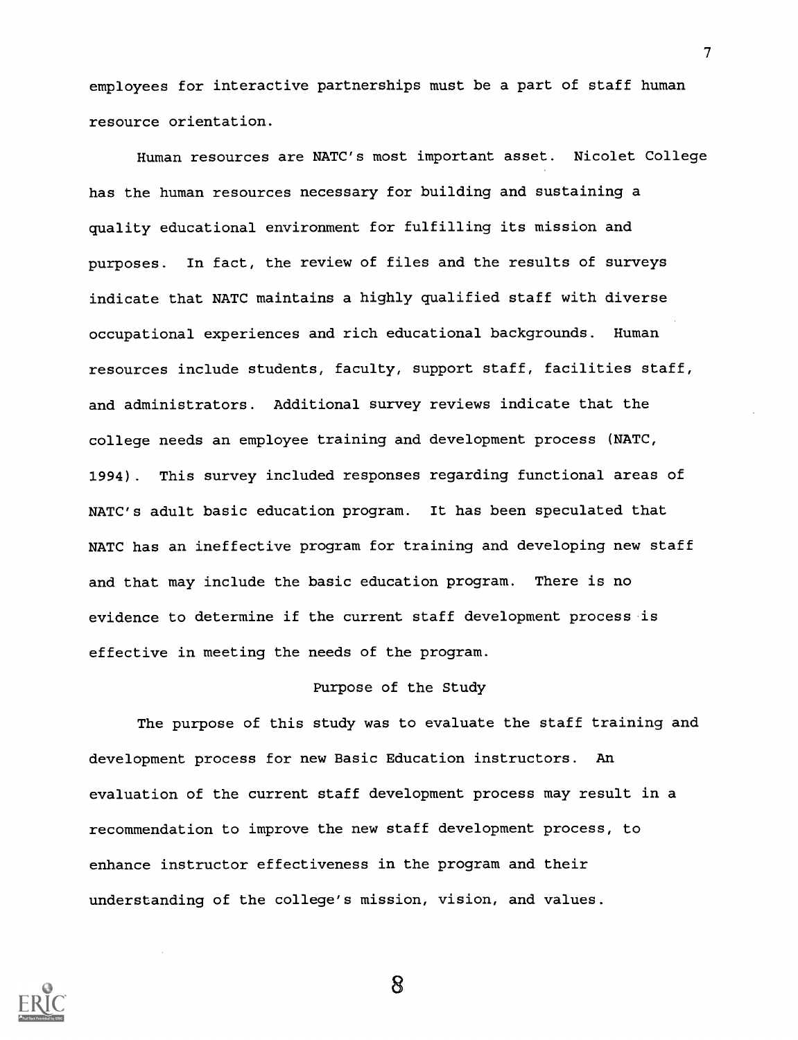employees for interactive partnerships must be a part of staff human resource orientation.

Human resources are NATC's most important asset. Nicolet College has the human resources necessary for building and sustaining a quality educational environment for fulfilling its mission and purposes. In fact, the review of files and the results of surveys indicate that NATC maintains a highly qualified staff with diverse occupational experiences and rich educational backgrounds. Human resources include students, faculty, support staff, facilities staff, and administrators. Additional survey reviews indicate that the college needs an employee training and development process (NATC, 1994). This survey included responses regarding functional areas of NATC's adult basic education program. It has been speculated that NATC has an ineffective program for training and developing new staff and that may include the basic education program. There is no evidence to determine if the current staff development process is effective in meeting the needs of the program.

## Purpose of the Study

The purpose of this study was to evaluate the staff training and development process for new Basic Education instructors. An evaluation of the current staff development process may result in a recommendation to improve the new staff development process, to enhance instructor effectiveness in the program and their understanding of the college's mission, vision, and values.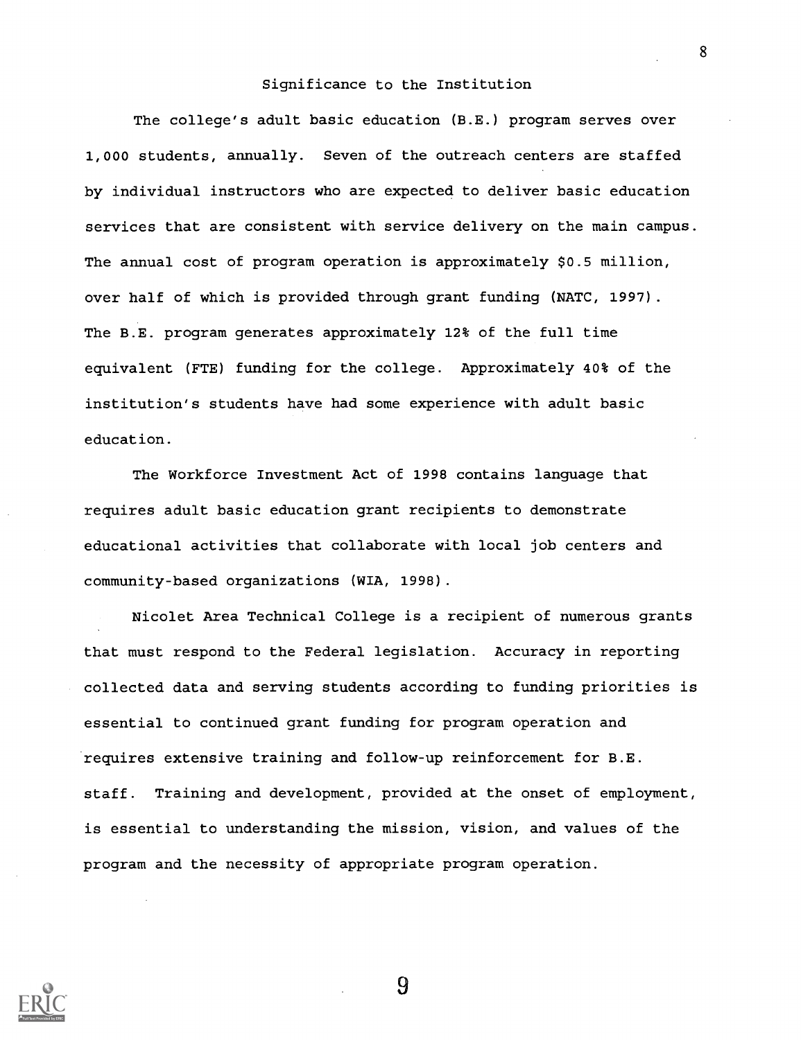## Significance to the Institution

The college's adult basic education (B.E.) program serves over 1,000 students, annually. Seven of the outreach centers are staffed by individual instructors who are expected to deliver basic education services that are consistent with service delivery on the main campus. The annual cost of program operation is approximately $0.5 million, over half of which is provided through grant funding (NATC, 1997). The B.E. program generates approximately 12% of the full time equivalent (FTE) funding for the college. Approximately 40% of the institution's students have had some experience with adult basic education.

The Workforce Investment Act of 1998 contains language that requires adult basic education grant recipients to demonstrate educational activities that collaborate with local job centers and community-based organizations (WIA, 1998).

Nicolet Area Technical College is a recipient of numerous grants that must respond to the Federal legislation. Accuracy in reporting collected data and serving students according to funding priorities is essential to continued grant funding for program operation and requires extensive training and follow-up reinforcement for B.E. staff. Training and development, provided at the onset of employment, is essential to understanding the mission, vision, and values of the program and the necessity of appropriate program operation.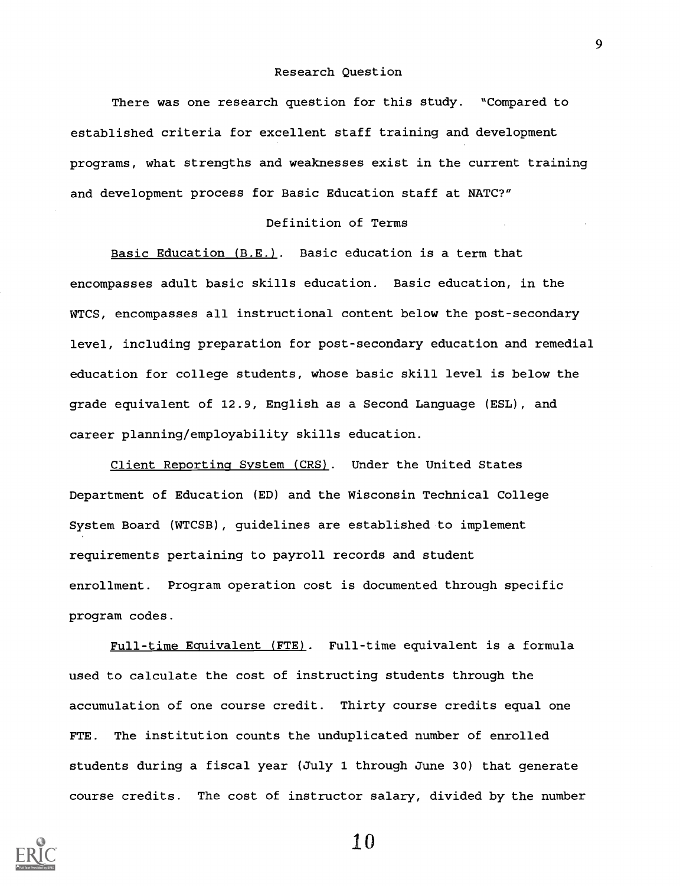## Research Question

There was one research question for this study. "Compared to established criteria for excellent staff training and development programs, what strengths and weaknesses exist in the current training and development process for Basic Education staff at NATC?"

## Definition of Terms

Basic Education (B.E.). Basic education is a term that encompasses adult basic skills education. Basic education, in the WTCS, encompasses all instructional content below the post-secondary level, including preparation for post-secondary education and remedial education for college students, whose basic skill level is below the grade equivalent of 12.9, English as a Second Language (ESL), and career planning/employability skills education.

Client Reporting System (CRS). Under the United States Department of Education (ED) and the Wisconsin Technical College System Board (WTCSB), guidelines are established to implement requirements pertaining to payroll records and student enrollment. Program operation cost is documented through specific program codes.

Full-time Equivalent (FTE). Full-time equivalent is a formula used to calculate the cost of instructing students through the accumulation of one course credit. Thirty course credits equal one FTE. The institution counts the unduplicated number of enrolled students during a fiscal year (July 1 through June 30) that generate course credits. The cost of instructor salary, divided by the number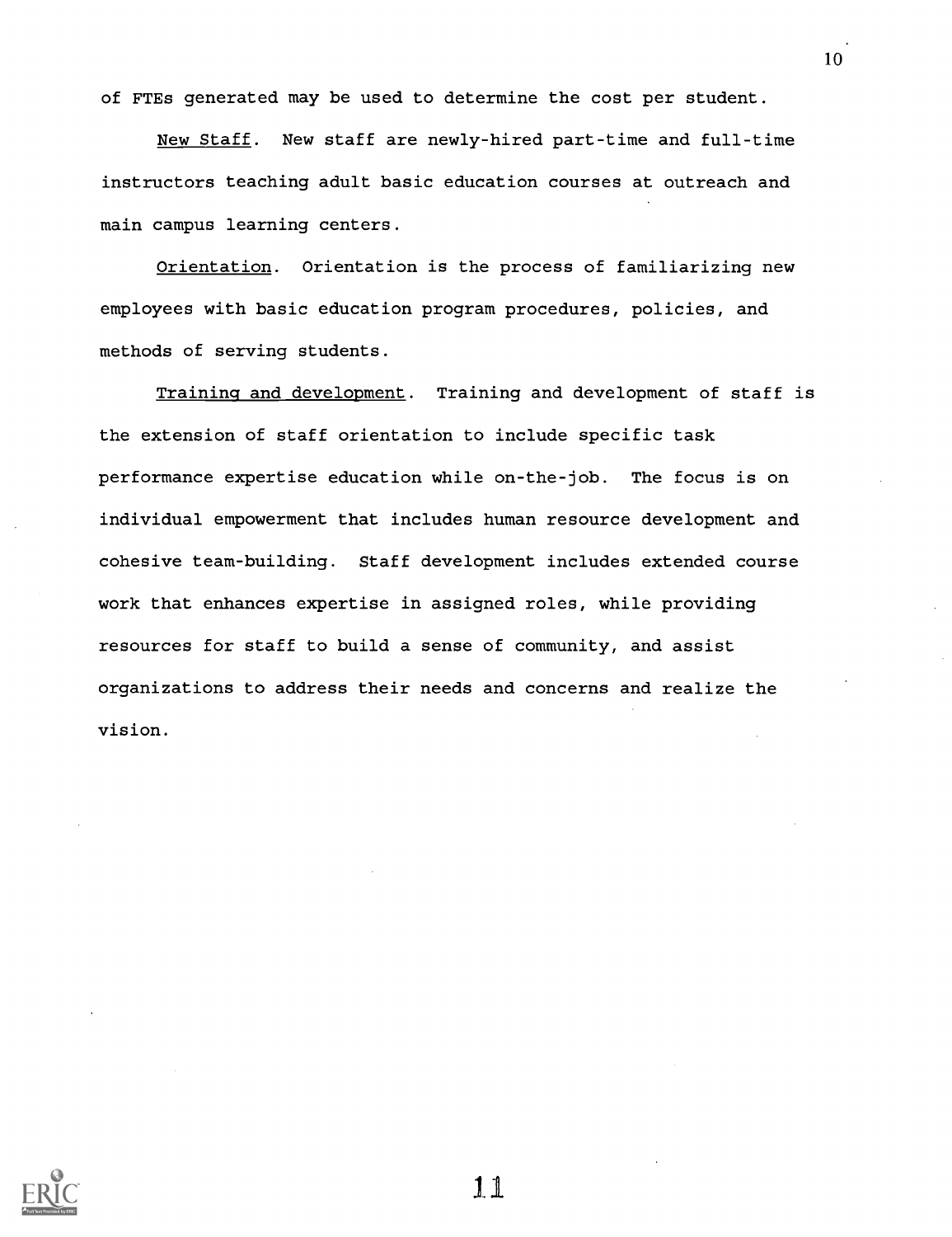of FTEs generated may be used to determine the cost per student.

New Staff. New staff are newly-hired part-time and full-time instructors teaching adult basic education courses at outreach and main campus learning centers.

Orientation. Orientation is the process of familiarizing new employees with basic education program procedures, policies, and methods of serving students.

Training and development. Training and development of staff is the extension of staff orientation to include specific task performance expertise education while on-the-job. The focus is on individual empowerment that includes human resource development and cohesive team-building. Staff development includes extended course work that enhances expertise in assigned roles, while providing resources for staff to build a sense of community, and assist organizations to address their needs and concerns and realize the vision.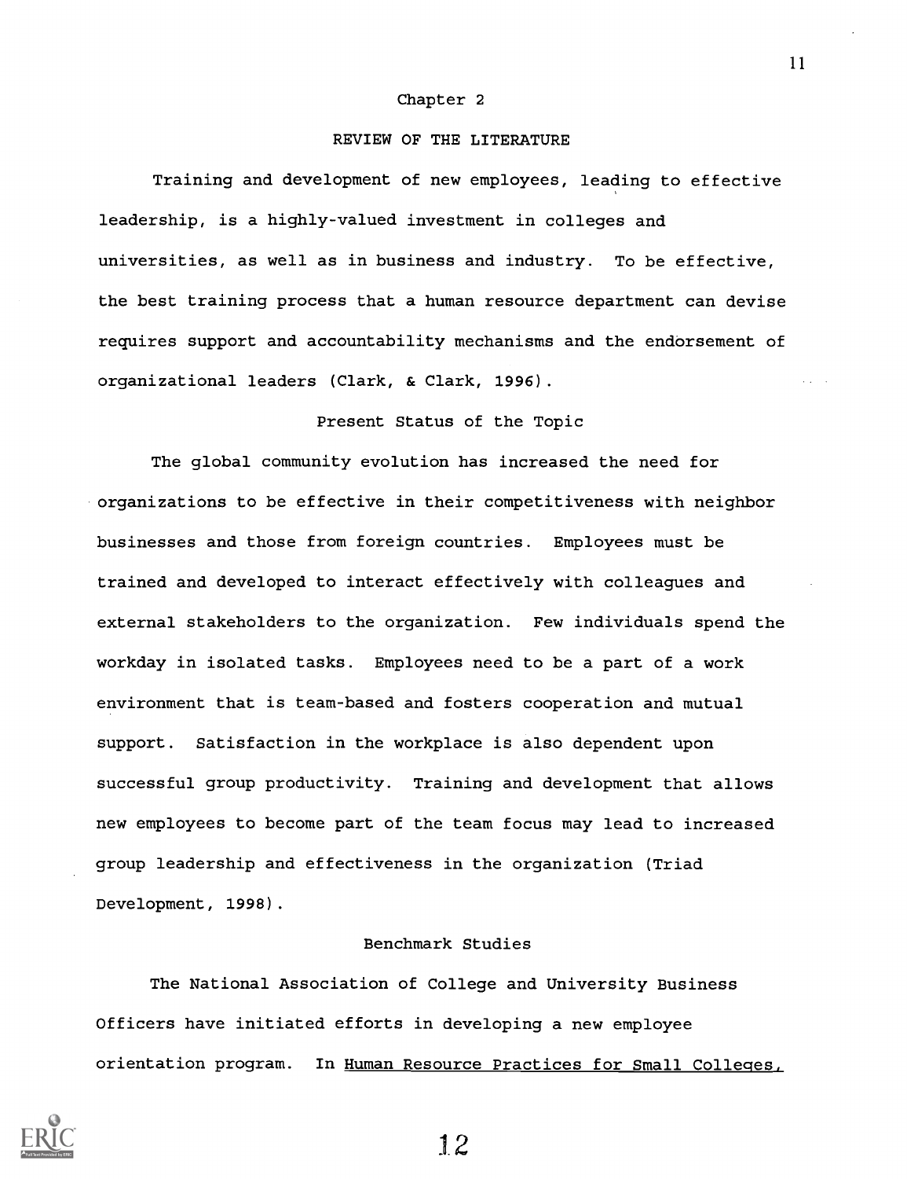## Chapter 2

## REVIEW OF THE LITERATURE

Training and development of new employees, leading to effective leadership, is a highly-valued investment in colleges and universities, as well as in business and industry. To be effective, the best training process that a human resource department can devise requires support and accountability mechanisms and the endorsement of organizational leaders (Clark, & Clark, 1996).

### Present Status of the Topic

The global community evolution has increased the need for organizations to be effective in their competitiveness with neighbor businesses and those from foreign countries. Employees must be trained and developed to interact effectively with colleagues and external stakeholders to the organization. Few individuals spend the workday in isolated tasks. Employees need to be a part of a work environment that is team-based and fosters cooperation and mutual support. Satisfaction in the workplace is also dependent upon successful group productivity. Training and development that allows new employees to become part of the team focus may lead to increased group leadership and effectiveness in the organization (Triad Development, 1998).

### Benchmark Studies

The National Association of College and University Business Officers have initiated efforts in developing a new employee orientation program. In Human Resource Practices for Small Colleges,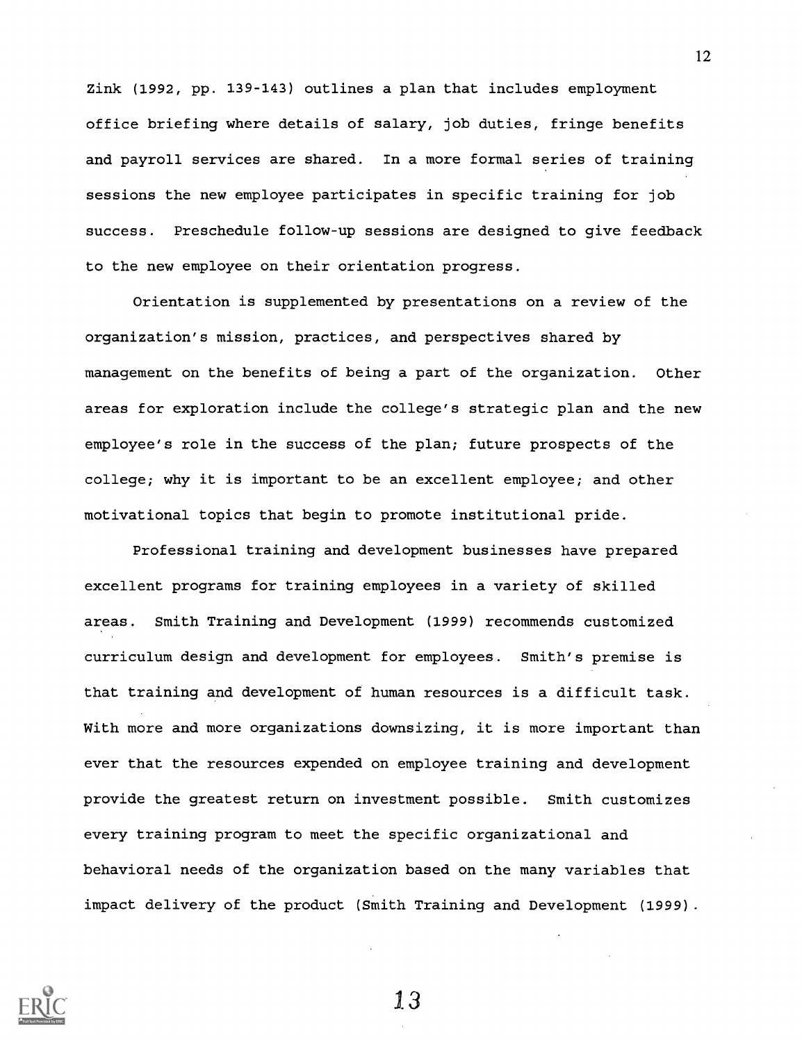Zink (1992, pp. 139-143) outlines a plan that includes employment office briefing where details of salary, job duties, fringe benefits and payroll services are shared. In a more formal series of training sessions the new employee participates in specific training for job success. Preschedule follow-up sessions are designed to give feedback to the new employee on their orientation progress.

Orientation is supplemented by presentations on a review of the organization's mission, practices, and perspectives shared by management on the benefits of being a part of the organization. Other areas for exploration include the college's strategic plan and the new employee's role in the success of the plan; future prospects of the college; why it is important to be an excellent employee; and other motivational topics that begin to promote institutional pride.

Professional training and development businesses have prepared excellent programs for training employees in a variety of skilled areas. Smith Training and Development (1999) recommends customized curriculum design and development for employees. Smith's premise is that training and development of human resources is a difficult task. With more and more organizations downsizing, it is more important than ever that the resources expended on employee training and development provide the greatest return on investment possible. Smith customizes every training program to meet the specific organizational and behavioral needs of the organization based on the many variables that impact delivery of the product (Smith Training and Development (1999).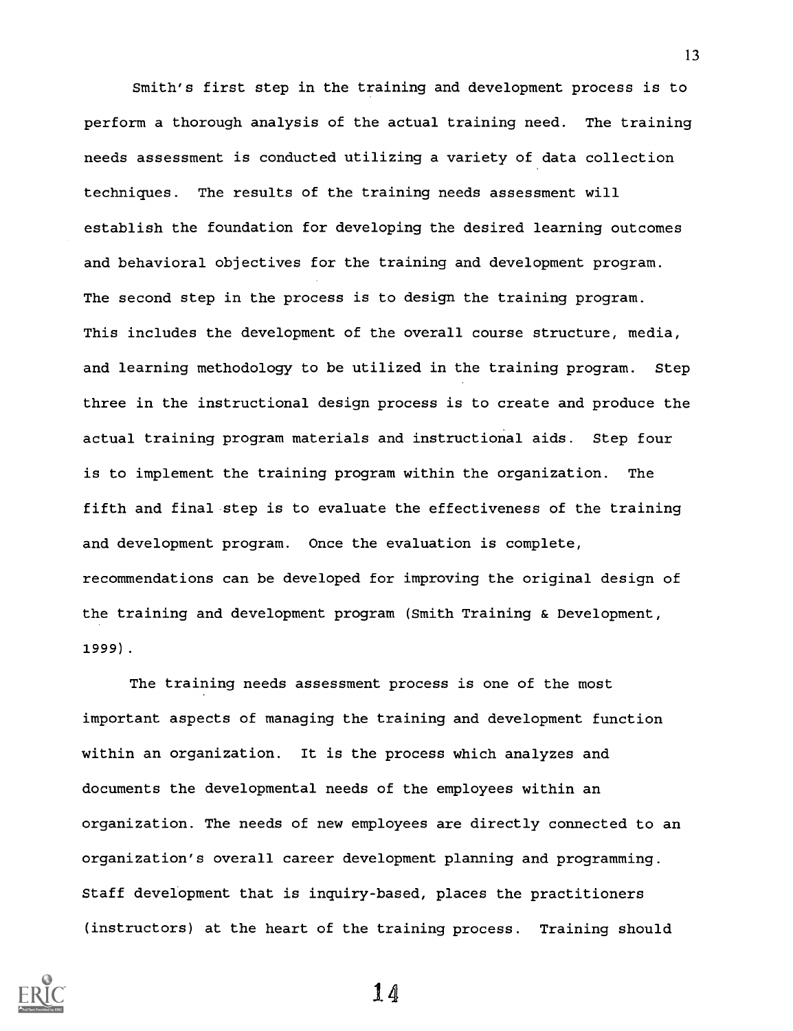Smith's first step in the training and development process is to perform a thorough analysis of the actual training need. The training needs assessment is conducted utilizing a variety of data collection techniques. The results of the training needs assessment will establish the foundation for developing the desired learning outcomes and behavioral objectives for the training and development program. The second step in the process is to design the training program. This includes the development of the overall course structure, media, and learning methodology to be utilized in the training program. Step three in the instructional design process is to create and produce the actual training program materials and instructional aids. Step four is to implement the training program within the organization. The fifth and final step is to evaluate the effectiveness of the training and development program. Once the evaluation is complete, recommendations can be developed for improving the original design of the training and development program (Smith Training & Development, 1999).

The training needs assessment process is one of the most important aspects of managing the training and development function within an organization. It is the process which analyzes and documents the developmental needs of the employees within an organization. The needs of new employees are directly connected to an organization's overall career development planning and programming. Staff development that is inquiry-based, places the practitioners (instructors) at the heart of the training process. Training should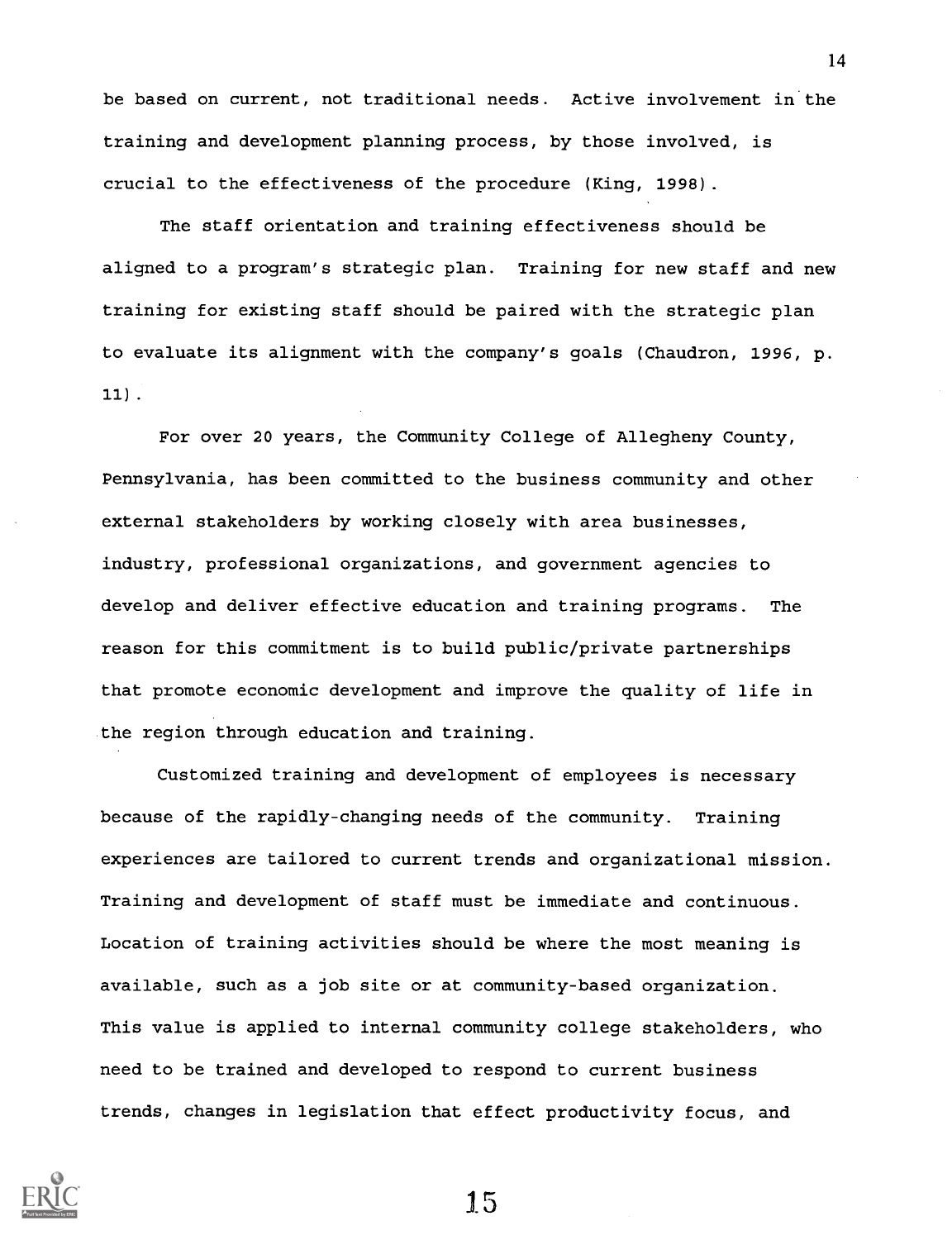be based on current, not traditional needs. Active involvement in the training and development planning process, by those involved, is crucial to the effectiveness of the procedure (King, 1998).

The staff orientation and training effectiveness should be aligned to a program's strategic plan. Training for new staff and new training for existing staff should be paired with the strategic plan to evaluate its alignment with the company's goals (Chaudron, 1996, p. 11).

For over 20 years, the Community College of Allegheny County, Pennsylvania, has been committed to the business community and other external stakeholders by working closely with area businesses, industry, professional organizations, and government agencies to develop and deliver effective education and training programs. The reason for this commitment is to build public/private partnerships that promote economic development and improve the quality of life in the region through education and training.

Customized training and development of employees is necessary because of the rapidly-changing needs of the community. Training experiences are tailored to current trends and organizational mission. Training and development of staff must be immediate and continuous. Location of training activities should be where the most meaning is available, such as a job site or at community-based organization. This value is applied to internal community college stakeholders, who need to be trained and developed to respond to current business trends, changes in legislation that effect productivity focus, and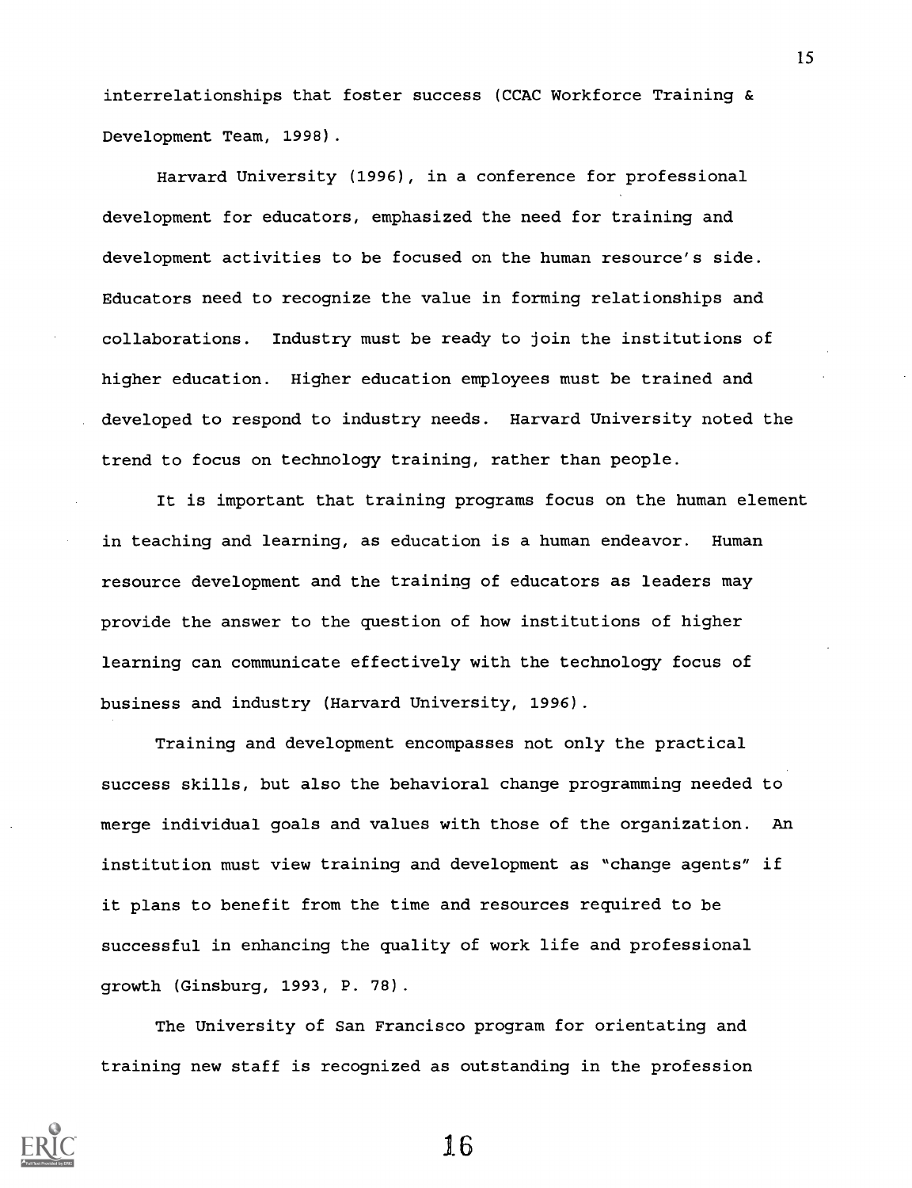interrelationships that foster success (CCAC Workforce Training & Development Team, 1998).

Harvard University (1996), in a conference for professional development for educators, emphasized the need for training and development activities to be focused on the human resource's side. Educators need to recognize the value in forming relationships and collaborations. Industry must be ready to join the institutions of higher education. Higher education employees must be trained and developed to respond to industry needs. Harvard University noted the trend to focus on technology training, rather than people.

It is important that training programs focus on the human element in teaching and learning, as education is a human endeavor. Human resource development and the training of educators as leaders may provide the answer to the question of how institutions of higher learning can communicate effectively with the technology focus of business and industry (Harvard University, 1996).

Training and development encompasses not only the practical success skills, but also the behavioral change programming needed to merge individual goals and values with those of the organization. An institution must view training and development as "change agents" if it plans to benefit from the time and resources required to be successful in enhancing the quality of work life and professional growth (Ginsburg, 1993, P. 78).

The University of San Francisco program for orientating and training new staff is recognized as outstanding in the profession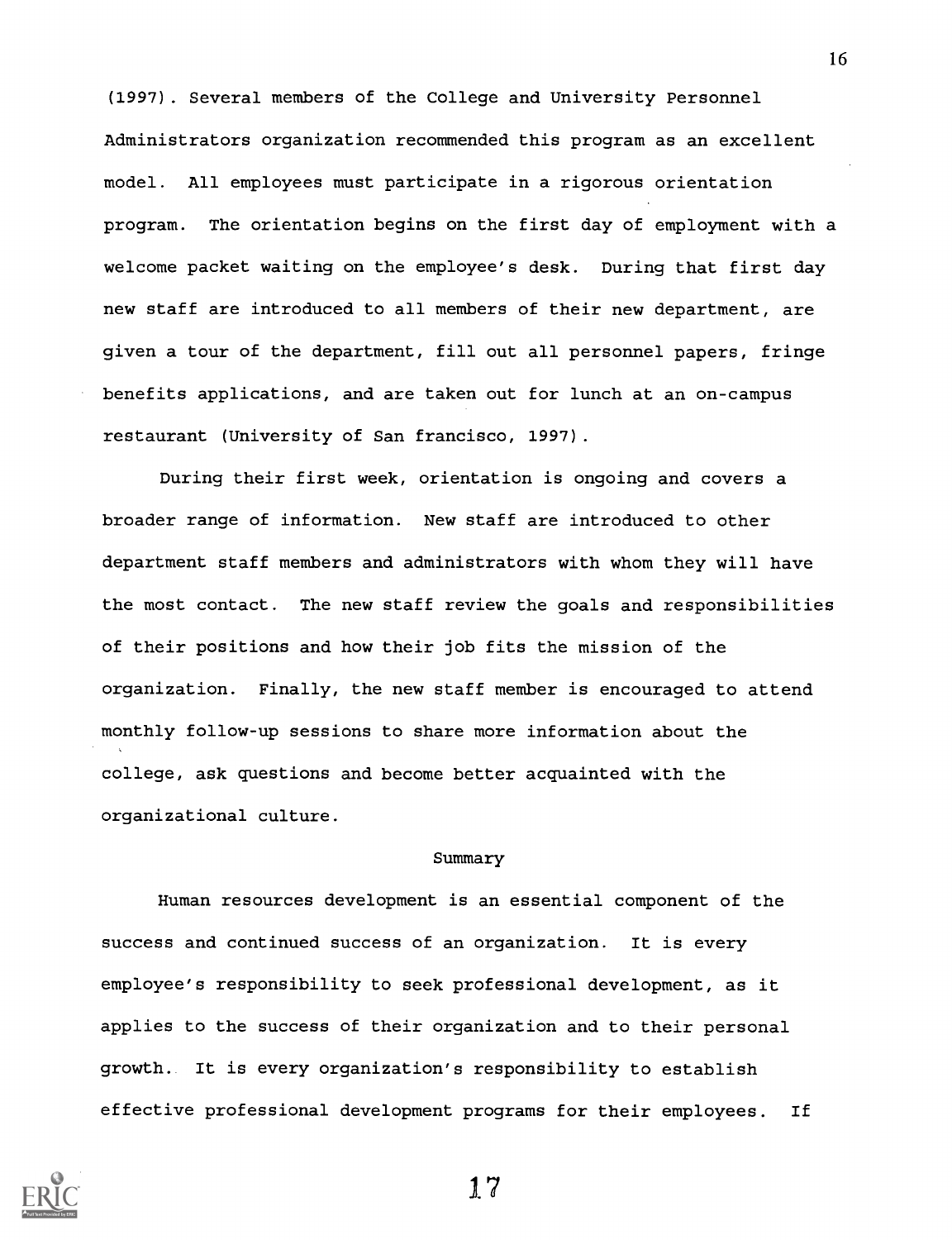(1997). Several members of the College and University Personnel Administrators organization recommended this program as an excellent model. All employees must participate in a rigorous orientation program. The orientation begins on the first day of employment with a welcome packet waiting on the employee's desk. During that first day new staff are introduced to all members of their new department, are given a tour of the department, fill out all personnel papers, fringe benefits applications, and are taken out for lunch at an on-campus restaurant (University of San francisco, 1997).

During their first week, orientation is ongoing and covers a broader range of information. New staff are introduced to other department staff members and administrators with whom they will have the most contact. The new staff review the goals and responsibilities of their positions and how their job fits the mission of the organization. Finally, the new staff member is encouraged to attend monthly follow-up sessions to share more information about the college, ask questions and become better acquainted with the organizational culture.

## Summary

Human resources development is an essential component of the success and continued success of an organization. It is every employee's responsibility to seek professional development, as it applies to the success of their organization and to their personal growth. It is every organization's responsibility to establish effective professional development programs for their employees. If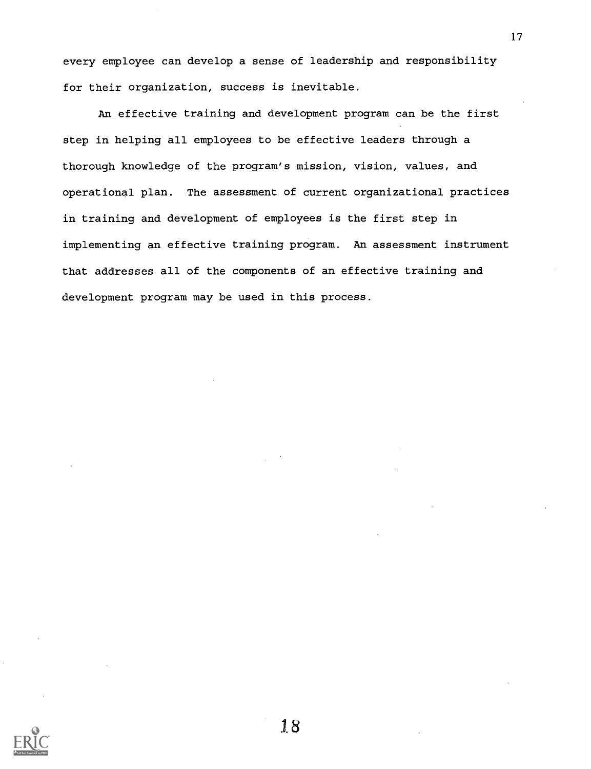every employee can develop a sense of leadership and responsibility for their organization, success is inevitable.

An effective training and development program can be the first step in helping all employees to be effective leaders through a thorough knowledge of the program's mission, vision, values, and operational plan. The assessment of current organizational practices in training and development of employees is the first step in implementing an effective training program. An assessment instrument that addresses all of the components of an effective training and development program may be used in this process.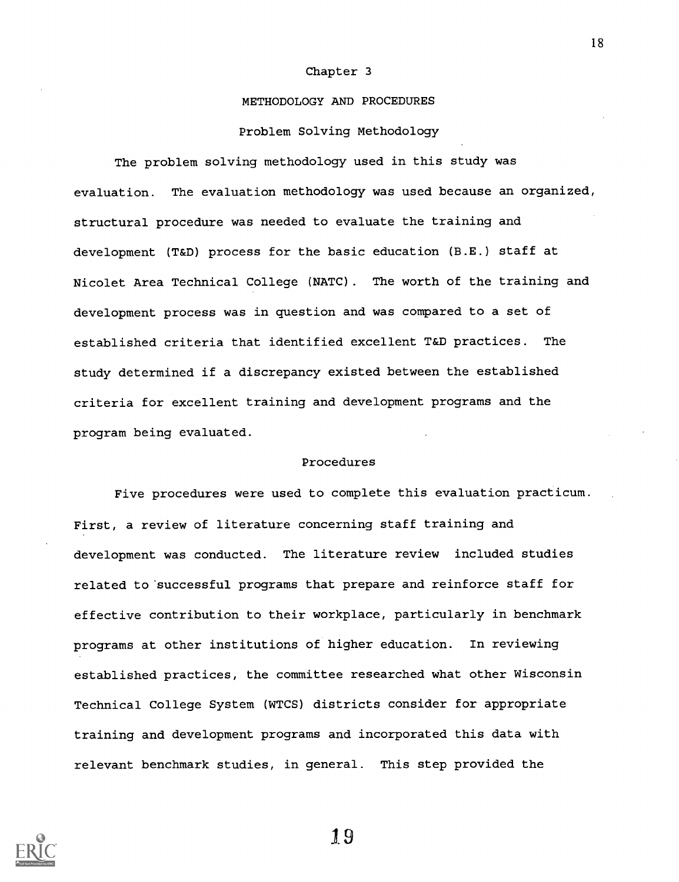# Chapter 3

## METHODOLOGY AND PROCEDURES

### Problem Solving Methodology

The problem solving methodology used in this study was evaluation. The evaluation methodology was used because an organized, structural procedure was needed to evaluate the training and development (T&D) process for the basic education (B.E.) staff at Nicolet Area Technical College (NATC). The worth of the training and development process was in question and was compared to a set of established criteria that identified excellent T&D practices. The study determined if a discrepancy existed between the established criteria for excellent training and development programs and the program being evaluated.

### Procedures

Five procedures were used to complete this evaluation practicum. First, a review of literature concerning staff training and development was conducted. The literature review included studies related to successful programs that prepare and reinforce staff for effective contribution to their workplace, particularly in benchmark programs at other institutions of higher education. In reviewing established practices, the committee researched what other Wisconsin Technical College System (WTCS) districts consider for appropriate training and development programs and incorporated this data with relevant benchmark studies, in general. This step provided the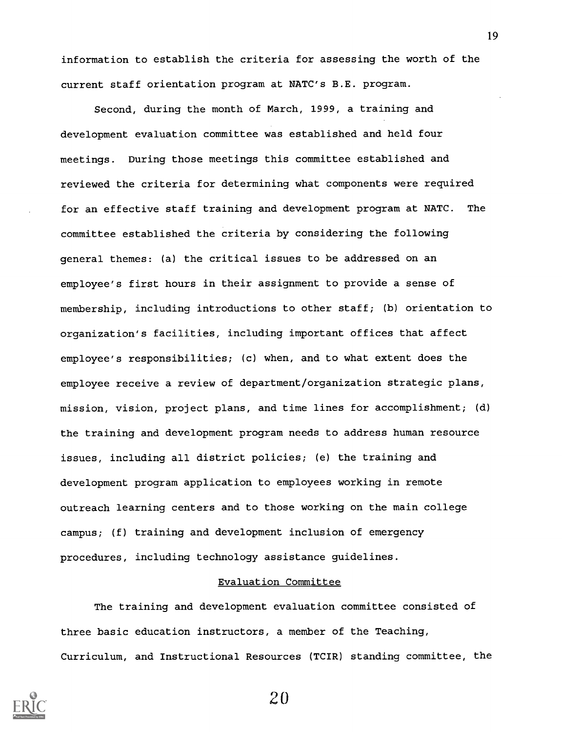information to establish the criteria for assessing the worth of the current staff orientation program at NATC's B.E. program.

Second, during the month of March, 1999, a training and development evaluation committee was established and held four meetings. During those meetings this committee established and reviewed the criteria for determining what components were required for an effective staff training and development program at NATC. The committee established the criteria by considering the following general themes: (a) the critical issues to be addressed on an employee's first hours in their assignment to provide a sense of membership, including introductions to other staff; (b) orientation to organization's facilities, including important offices that affect employee's responsibilities; (c) when, and to what extent does the employee receive a review of department/organization strategic plans, mission, vision, project plans, and time lines for accomplishment; (d) the training and development program needs to address human resource issues, including all district policies; (e) the training and development program application to employees working in remote outreach learning centers and to those working on the main college campus; (f) training and development inclusion of emergency procedures, including technology assistance guidelines.

## Evaluation Committee

The training and development evaluation committee consisted of three basic education instructors, a member of the Teaching, Curriculum, and Instructional Resources (TCIR) standing committee, the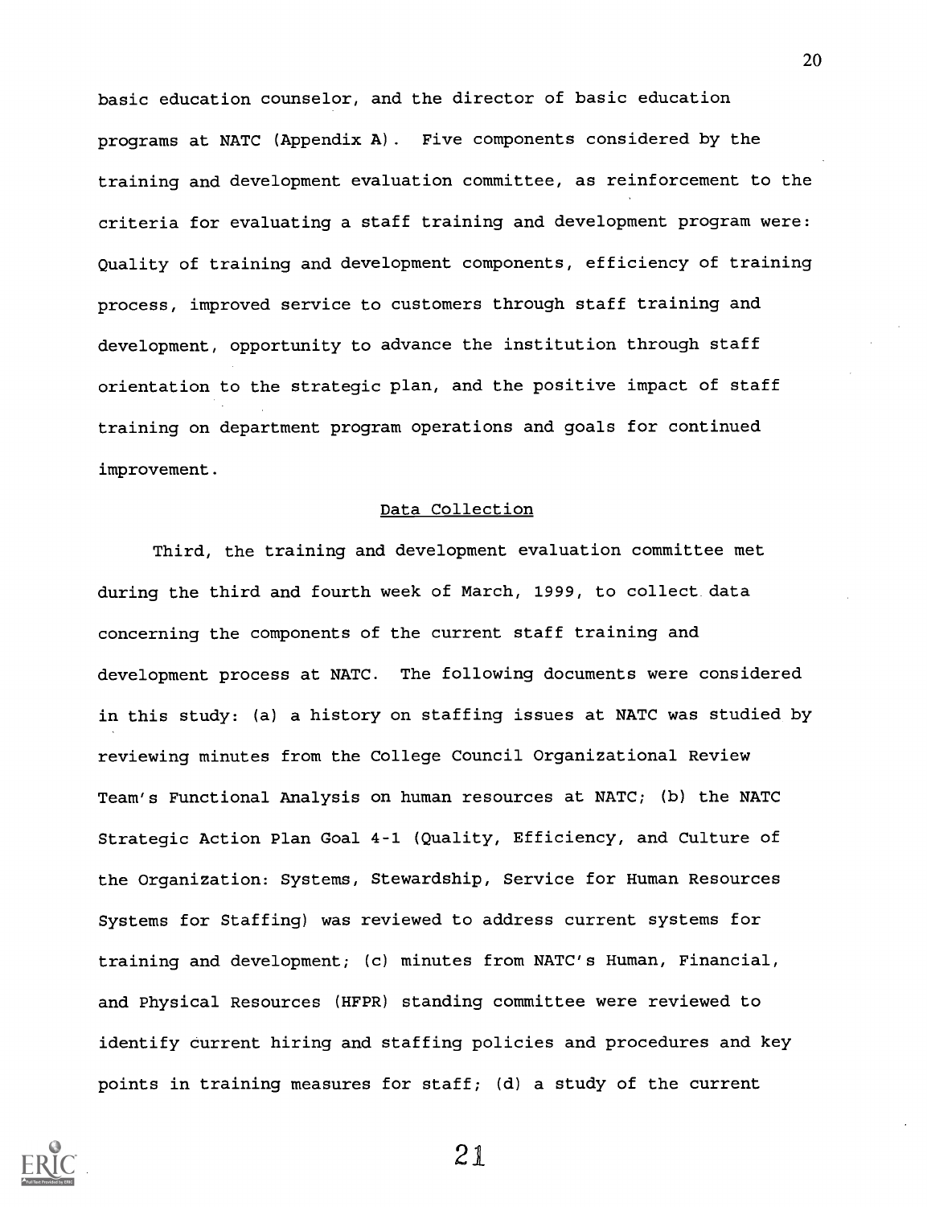basic education counselor, and the director of basic education programs at NATC (Appendix A). Five components considered by the training and development evaluation committee, as reinforcement to the criteria for evaluating a staff training and development program were: Quality of training and development components, efficiency of training process, improved service to customers through staff training and development, opportunity to advance the institution through staff orientation to the strategic plan, and the positive impact of staff training on department program operations and goals for continued improvement.

## Data Collection

Third, the training and development evaluation committee met during the third and fourth week of March, 1999, to collect data concerning the components of the current staff training and development process at NATC. The following documents were considered in this study: (a) a history on staffing issues at NATC was studied by reviewing minutes from the College Council Organizational Review Team's Functional Analysis on human resources at NATC; (b) the NATC Strategic Action Plan Goal 4-1 (Quality, Efficiency, and Culture of the Organization: Systems, Stewardship, Service for Human Resources Systems for Staffing) was reviewed to address current systems for training and development; (c) minutes from NATC's Human, Financial, and Physical Resources (HFPR) standing committee were reviewed to identify current hiring and staffing policies and procedures and key points in training measures for staff; (d) a study of the current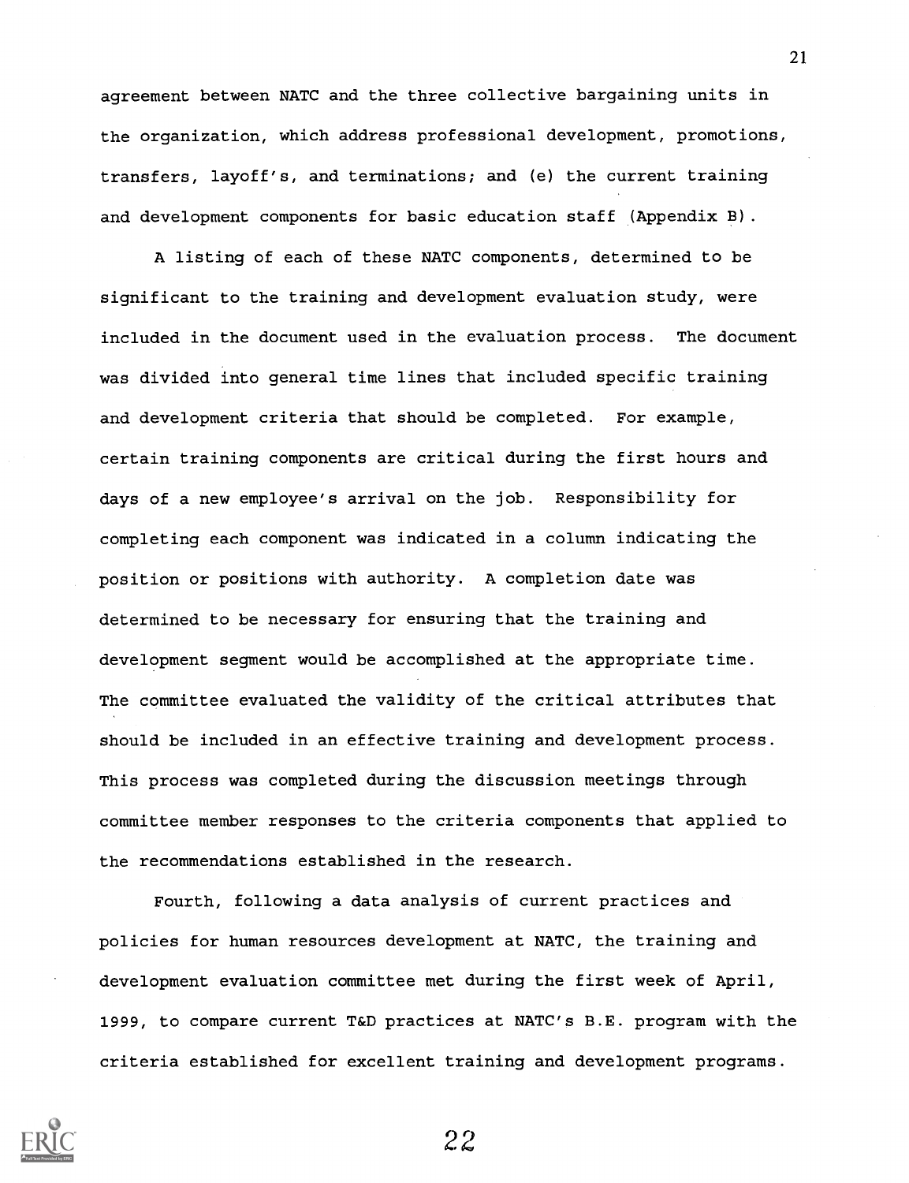agreement between NATC and the three collective bargaining units in the organization, which address professional development, promotions, transfers, layoff's, and terminations; and (e) the current training and development components for basic education staff (Appendix B).

A listing of each of these NATC components, determined to be significant to the training and development evaluation study, were included in the document used in the evaluation process. The document was divided into general time lines that included specific training and development criteria that should be completed. For example, certain training components are critical during the first hours and days of a new employee's arrival on the job. Responsibility for completing each component was indicated in a column indicating the position or positions with authority. A completion date was determined to be necessary for ensuring that the training and development segment would be accomplished at the appropriate time. The committee evaluated the validity of the critical attributes that should be included in an effective training and development process. This process was completed during the discussion meetings through committee member responses to the criteria components that applied to the recommendations established in the research.

Fourth, following a data analysis of current practices and policies for human resources development at NATC, the training and development evaluation committee met during the first week of April, 1999, to compare current T&D practices at NATC's B.E. program with the criteria established for excellent training and development programs.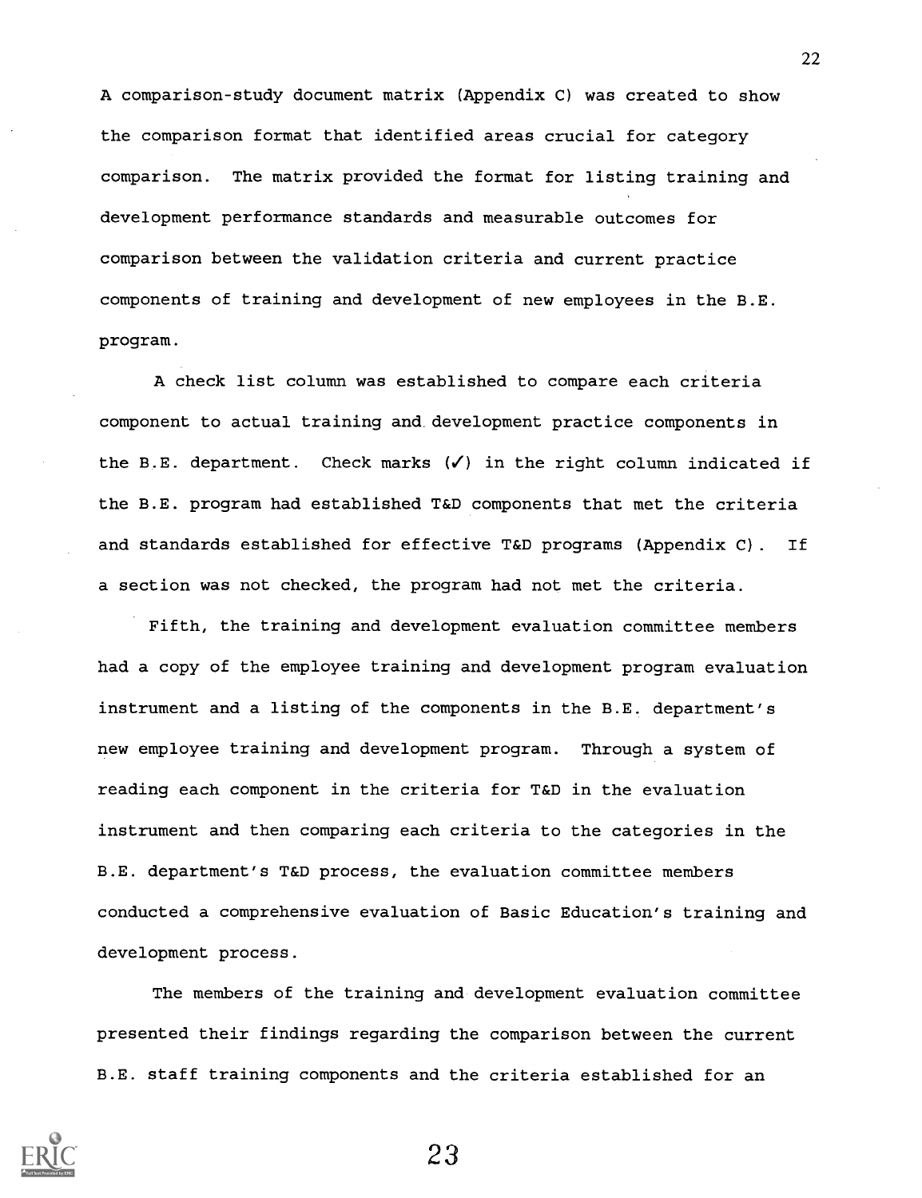A comparison-study document matrix (Appendix C) was created to show the comparison format that identified areas crucial for category comparison. The matrix provided the format for listing training and development performance standards and measurable outcomes for comparison between the validation criteria and current practice components of training and development of new employees in the B.E. program.

A check list column was established to compare each criteria component to actual training and development practice components in the B.E. department. Check marks (✓) in the right column indicated if the B.E. program had established T&D components that met the criteria and standards established for effective T&D programs (Appendix C). If a section was not checked, the program had not met the criteria.

Fifth, the training and development evaluation committee members had a copy of the employee training and development program evaluation instrument and a listing of the components in the B.E. department's new employee training and development program. Through a system of reading each component in the criteria for T&D in the evaluation instrument and then comparing each criteria to the categories in the B.E. department's T&D process, the evaluation committee members conducted a comprehensive evaluation of Basic Education's training and development process.

The members of the training and development evaluation committee presented their findings regarding the comparison between the current B.E. staff training components and the criteria established for an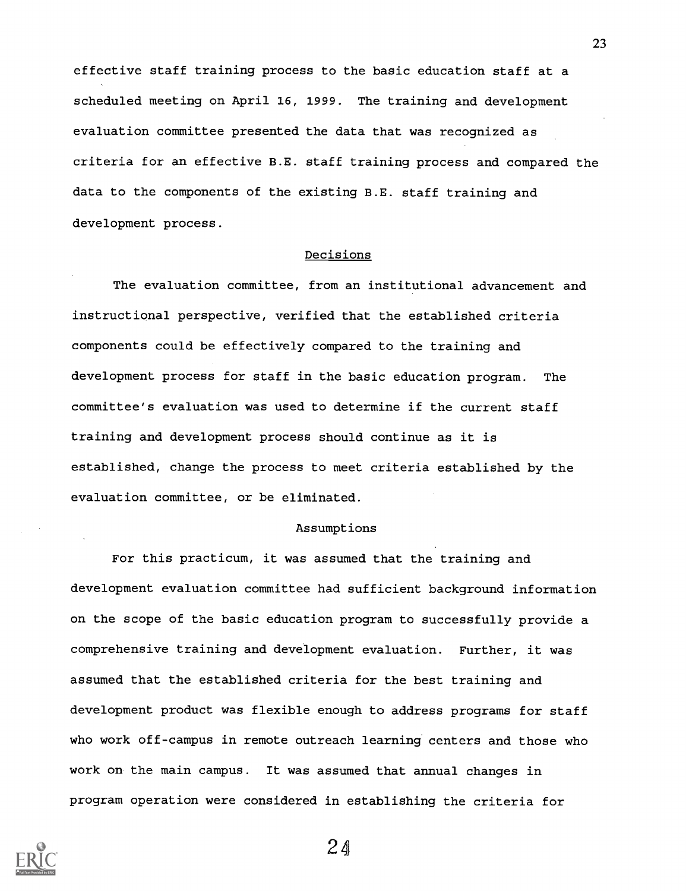effective staff training process to the basic education staff at a scheduled meeting on April 16, 1999. The training and development evaluation committee presented the data that was recognized as criteria for an effective B.E. staff training process and compared the data to the components of the existing B.E. staff training and development process.

## Decisions

The evaluation committee, from an institutional advancement and instructional perspective, verified that the established criteria components could be effectively compared to the training and development process for staff in the basic education program. The committee's evaluation was used to determine if the current staff training and development process should continue as it is established, change the process to meet criteria established by the evaluation committee, or be eliminated.

## Assumptions

For this practicum, it was assumed that the training and development evaluation committee had sufficient background information on the scope of the basic education program to successfully provide a comprehensive training and development evaluation. Further, it was assumed that the established criteria for the best training and development product was flexible enough to address programs for staff who work off-campus in remote outreach learning centers and those who work on the main campus. It was assumed that annual changes in program operation were considered in establishing the criteria for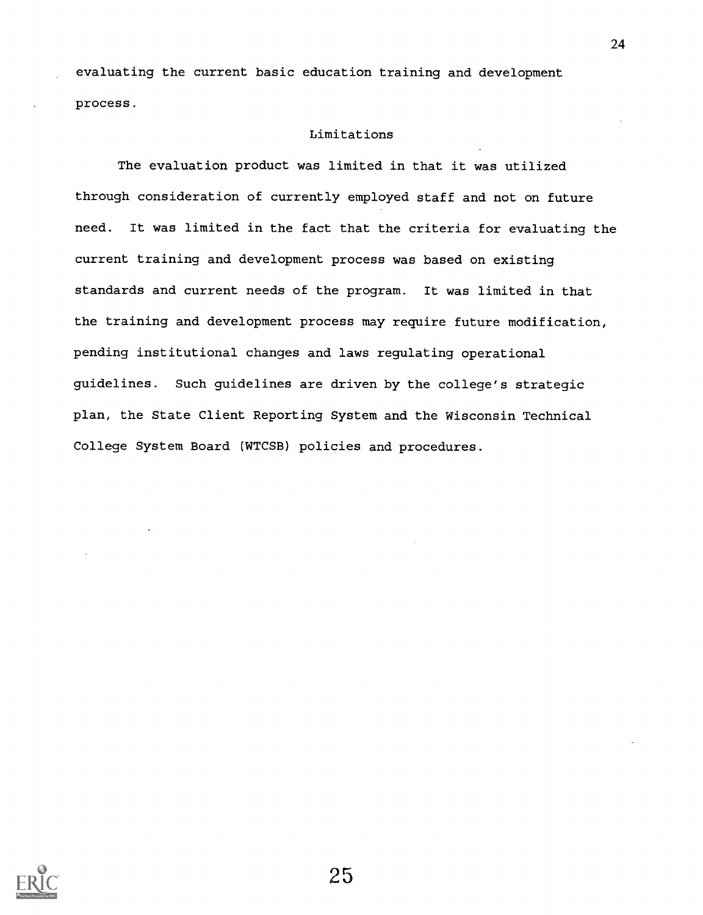evaluating the current basic education training and development process.

## Limitations

The evaluation product was limited in that it was utilized through consideration of currently employed staff and not on future need. It was limited in the fact that the criteria for evaluating the current training and development process was based on existing standards and current needs of the program. It was limited in that the training and development process may require future modification, pending institutional changes and laws regulating operational guidelines. Such guidelines are driven by the college's strategic plan, the State Client Reporting System and the Wisconsin Technical College System Board (WTCSB) policies and procedures.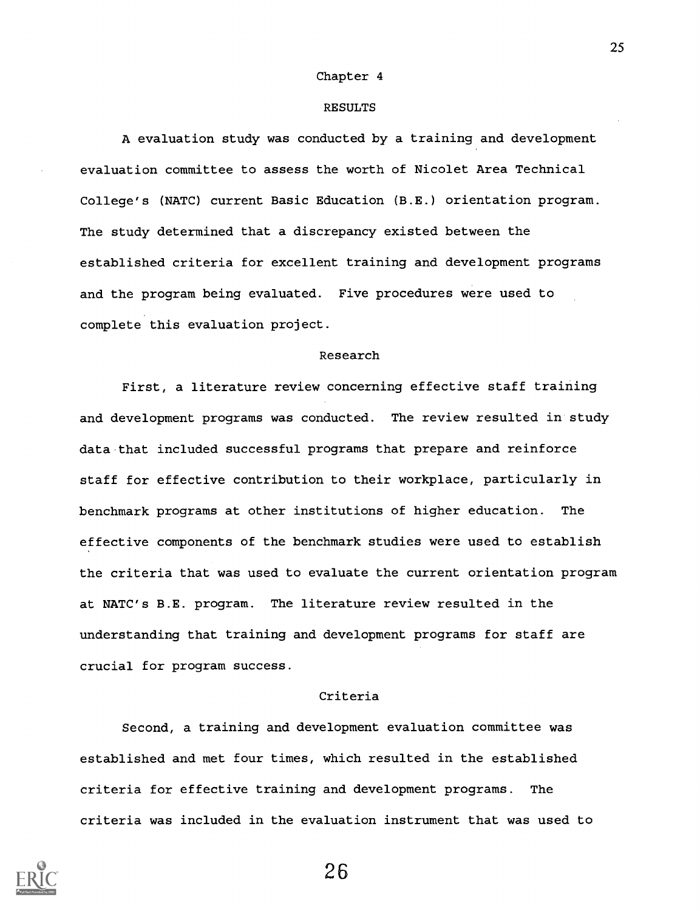# Chapter 4

## RESULTS

A evaluation study was conducted by a training and development evaluation committee to assess the worth of Nicolet Area Technical College's (NATC) current Basic Education (B.E.) orientation program. The study determined that a discrepancy existed between the established criteria for excellent training and development programs and the program being evaluated. Five procedures were used to complete this evaluation project.

### Research

First, a literature review concerning effective staff training and development programs was conducted. The review resulted in study data that included successful programs that prepare and reinforce staff for effective contribution to their workplace, particularly in benchmark programs at other institutions of higher education. The effective components of the benchmark studies were used to establish the criteria that was used to evaluate the current orientation program at NATC's B.E. program. The literature review resulted in the understanding that training and development programs for staff are crucial for program success.

### Criteria

Second, a training and development evaluation committee was established and met four times, which resulted in the established criteria for effective training and development programs. The criteria was included in the evaluation instrument that was used to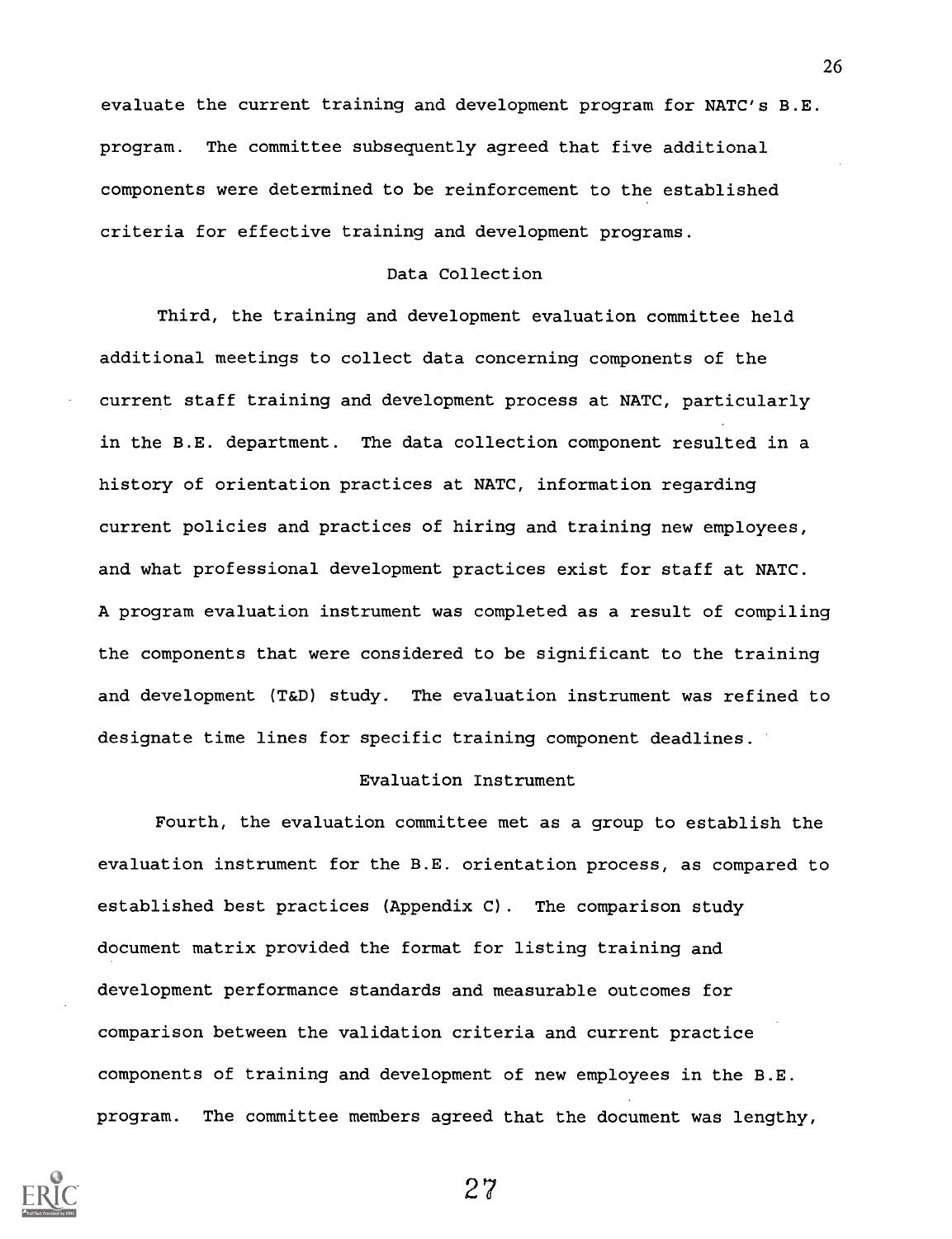evaluate the current training and development program for NATC's B.E. program. The committee subsequently agreed that five additional components were determined to be reinforcement to the established criteria for effective training and development programs.

## Data Collection

Third, the training and development evaluation committee held additional meetings to collect data concerning components of the current staff training and development process at NATC, particularly in the B.E. department. The data collection component resulted in a history of orientation practices at NATC, information regarding current policies and practices of hiring and training new employees, and what professional development practices exist for staff at NATC. A program evaluation instrument was completed as a result of compiling the components that were considered to be significant to the training and development (T&D) study. The evaluation instrument was refined to designate time lines for specific training component deadlines.

## Evaluation Instrument

Fourth, the evaluation committee met as a group to establish the evaluation instrument for the B.E. orientation process, as compared to established best practices (Appendix C). The comparison study document matrix provided the format for listing training and development performance standards and measurable outcomes for comparison between the validation criteria and current practice components of training and development of new employees in the B.E. program. The committee members agreed that the document was lengthy,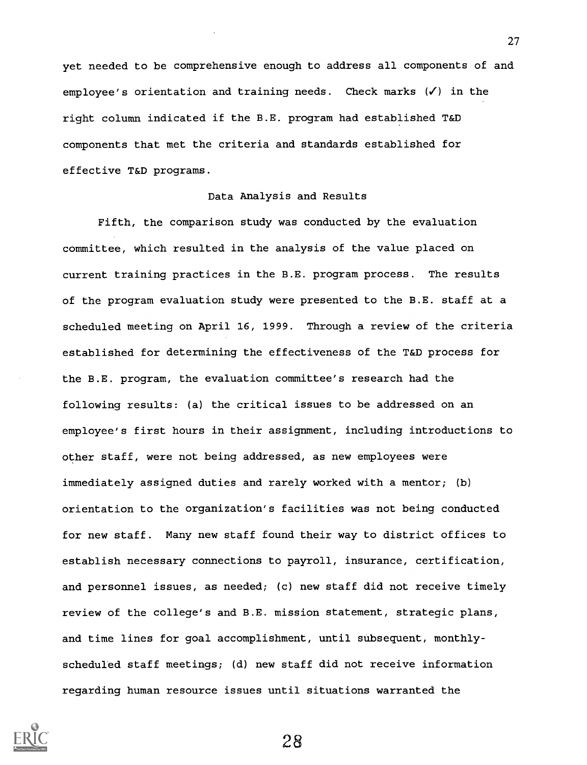yet needed to be comprehensive enough to address all components of and employee's orientation and training needs. Check marks (✓) in the right column indicated if the B.E. program had established T&D components that met the criteria and standards established for effective T&D programs.

## Data Analysis and Results

Fifth, the comparison study was conducted by the evaluation committee, which resulted in the analysis of the value placed on current training practices in the B.E. program process. The results of the program evaluation study were presented to the B.E. staff at a scheduled meeting on April 16, 1999. Through a review of the criteria established for determining the effectiveness of the T&D process for the B.E. program, the evaluation committee's research had the following results: (a) the critical issues to be addressed on an employee's first hours in their assignment, including introductions to other staff, were not being addressed, as new employees were immediately assigned duties and rarely worked with a mentor; (b) orientation to the organization's facilities was not being conducted for new staff. Many new staff found their way to district offices to establish necessary connections to payroll, insurance, certification, and personnel issues, as needed; (c) new staff did not receive timely review of the college's and B.E. mission statement, strategic plans, and time lines for goal accomplishment, until subsequent, monthly-scheduled staff meetings; (d) new staff did not receive information regarding human resource issues until situations warranted the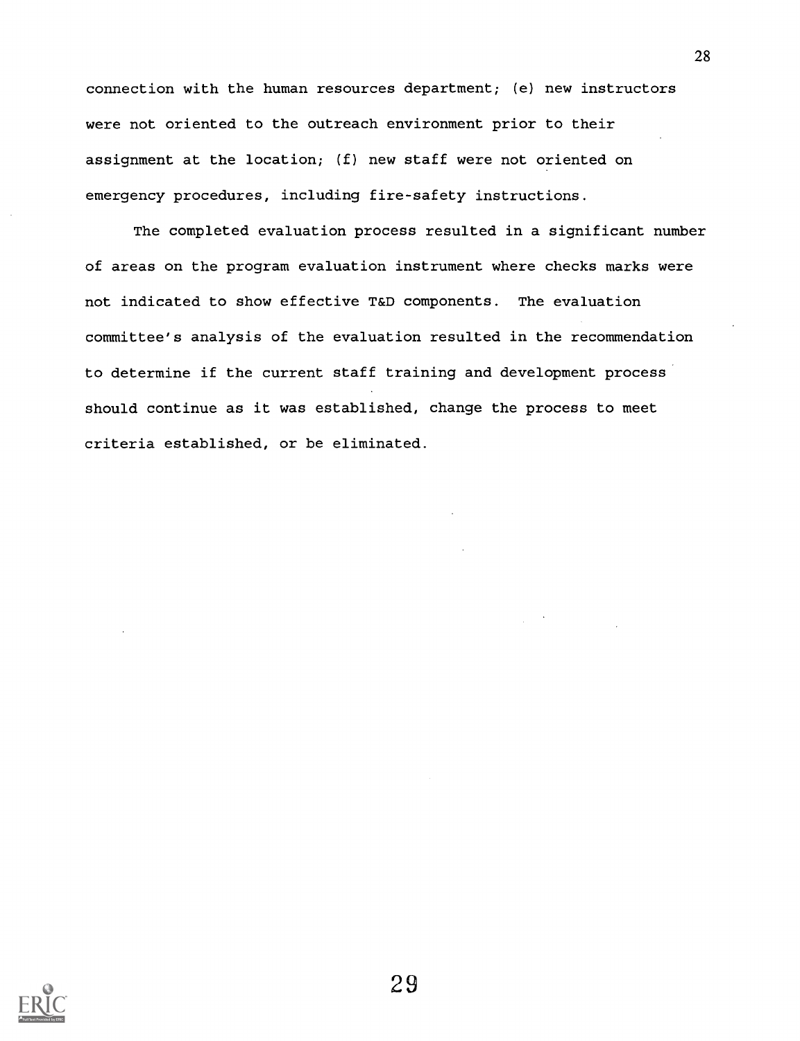connection with the human resources department; (e) new instructors were not oriented to the outreach environment prior to their assignment at the location; (f) new staff were not oriented on emergency procedures, including fire-safety instructions.

The completed evaluation process resulted in a significant number of areas on the program evaluation instrument where checks marks were not indicated to show effective T&D components. The evaluation committee's analysis of the evaluation resulted in the recommendation to determine if the current staff training and development process should continue as it was established, change the process to meet criteria established, or be eliminated.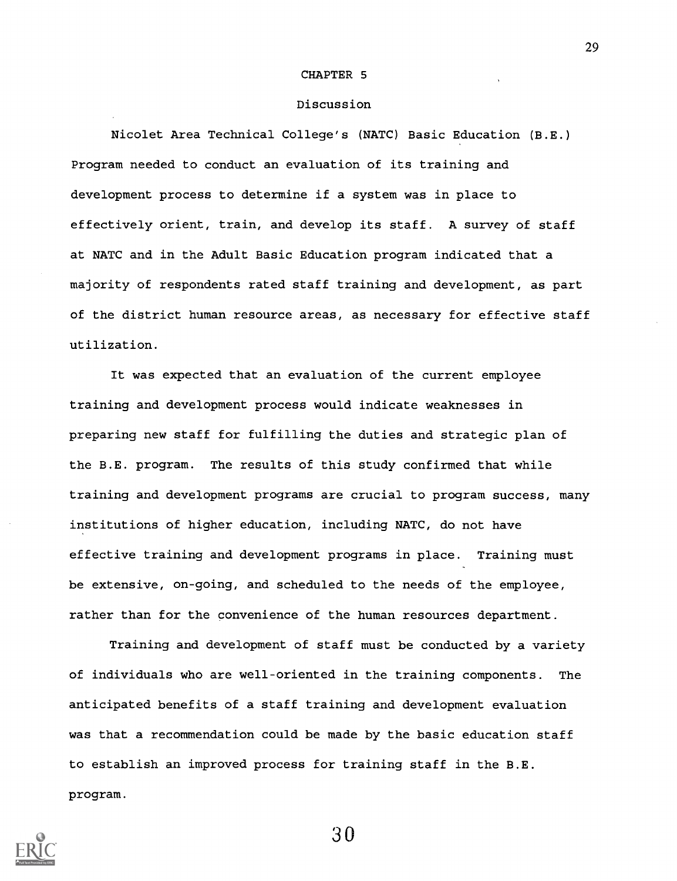# CHAPTER 5

## Discussion

Nicolet Area Technical College's (NATC) Basic Education (B.E.) Program needed to conduct an evaluation of its training and development process to determine if a system was in place to effectively orient, train, and develop its staff. A survey of staff at NATC and in the Adult Basic Education program indicated that a majority of respondents rated staff training and development, as part of the district human resource areas, as necessary for effective staff utilization.

It was expected that an evaluation of the current employee training and development process would indicate weaknesses in preparing new staff for fulfilling the duties and strategic plan of the B.E. program. The results of this study confirmed that while training and development programs are crucial to program success, many institutions of higher education, including NATC, do not have effective training and development programs in place. Training must be extensive, on-going, and scheduled to the needs of the employee, rather than for the convenience of the human resources department.

Training and development of staff must be conducted by a variety of individuals who are well-oriented in the training components. The anticipated benefits of a staff training and development evaluation was that a recommendation could be made by the basic education staff to establish an improved process for training staff in the B.E. program.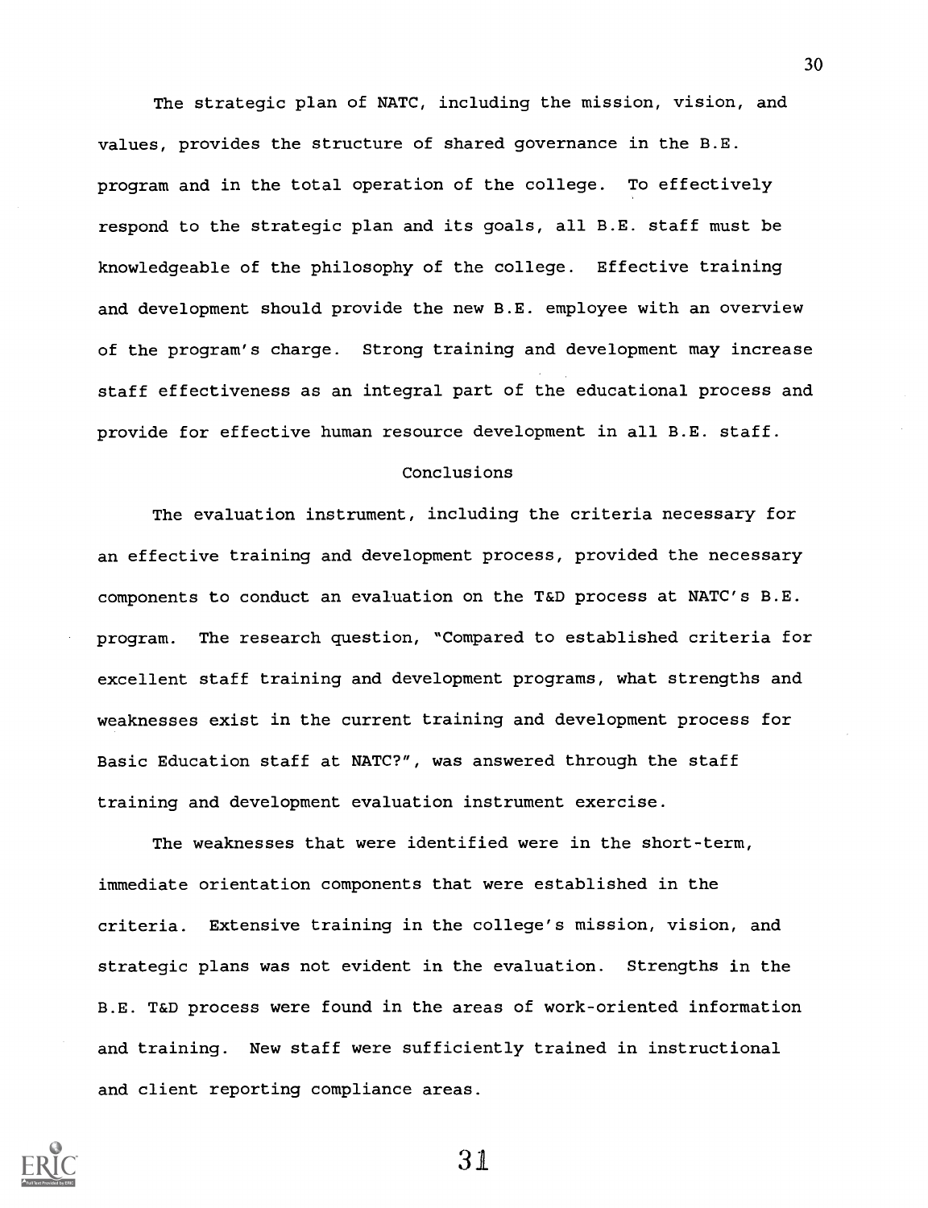The strategic plan of NATC, including the mission, vision, and values, provides the structure of shared governance in the B.E. program and in the total operation of the college. To effectively respond to the strategic plan and its goals, all B.E. staff must be knowledgeable of the philosophy of the college. Effective training and development should provide the new B.E. employee with an overview of the program's charge. Strong training and development may increase staff effectiveness as an integral part of the educational process and provide for effective human resource development in all B.E. staff.

## Conclusions

The evaluation instrument, including the criteria necessary for an effective training and development process, provided the necessary components to conduct an evaluation on the T&D process at NATC's B.E. program. The research question, "Compared to established criteria for excellent staff training and development programs, what strengths and weaknesses exist in the current training and development process for Basic Education staff at NATC?", was answered through the staff training and development evaluation instrument exercise.

The weaknesses that were identified were in the short-term, immediate orientation components that were established in the criteria. Extensive training in the college's mission, vision, and strategic plans was not evident in the evaluation. Strengths in the B.E. T&D process were found in the areas of work-oriented information and training. New staff were sufficiently trained in instructional and client reporting compliance areas.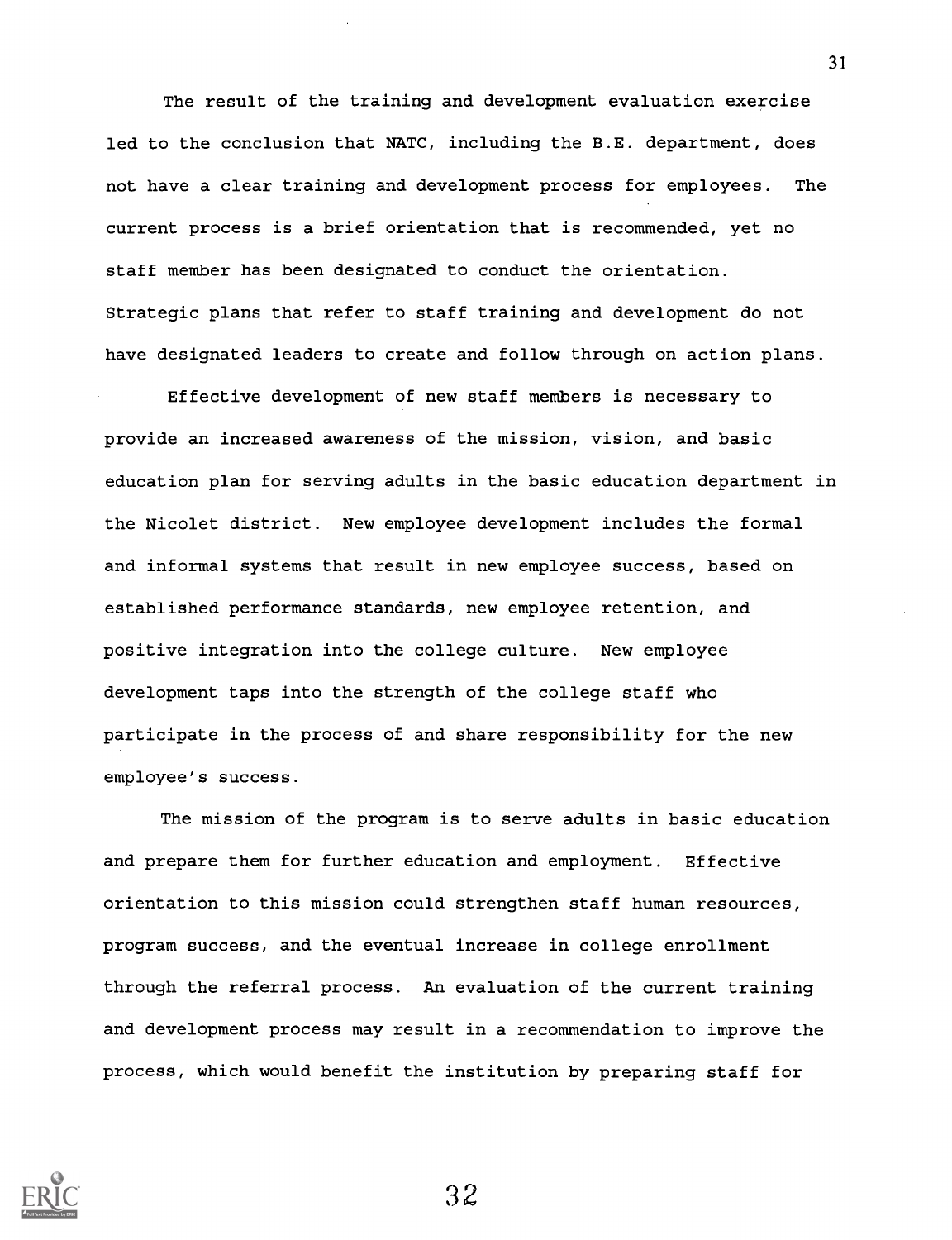The result of the training and development evaluation exercise led to the conclusion that NATC, including the B.E. department, does not have a clear training and development process for employees. The current process is a brief orientation that is recommended, yet no staff member has been designated to conduct the orientation. Strategic plans that refer to staff training and development do not have designated leaders to create and follow through on action plans.

Effective development of new staff members is necessary to provide an increased awareness of the mission, vision, and basic education plan for serving adults in the basic education department in the Nicolet district. New employee development includes the formal and informal systems that result in new employee success, based on established performance standards, new employee retention, and positive integration into the college culture. New employee development taps into the strength of the college staff who participate in the process of and share responsibility for the new employee's success.

The mission of the program is to serve adults in basic education and prepare them for further education and employment. Effective orientation to this mission could strengthen staff human resources, program success, and the eventual increase in college enrollment through the referral process. An evaluation of the current training and development process may result in a recommendation to improve the process, which would benefit the institution by preparing staff for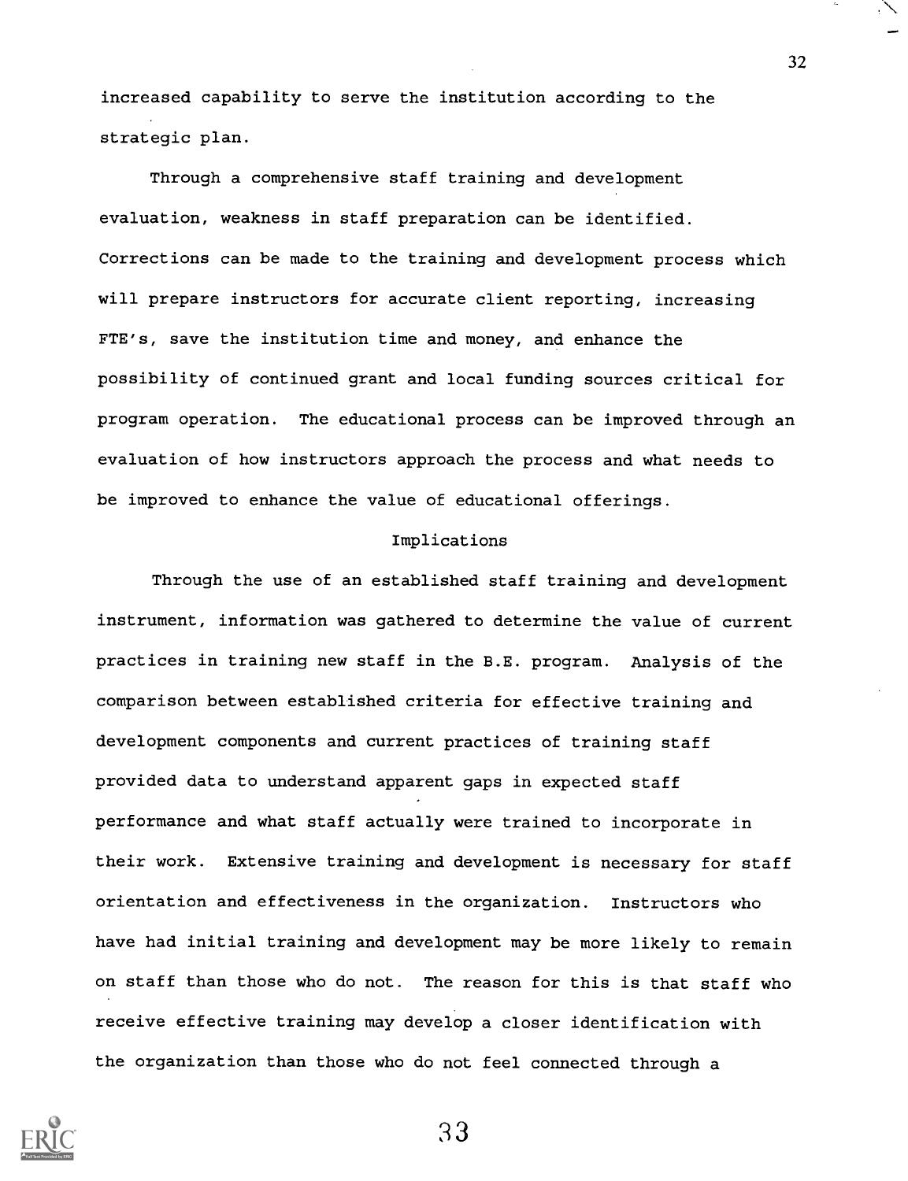increased capability to serve the institution according to the strategic plan.

Through a comprehensive staff training and development evaluation, weakness in staff preparation can be identified. Corrections can be made to the training and development process which will prepare instructors for accurate client reporting, increasing FTE's, save the institution time and money, and enhance the possibility of continued grant and local funding sources critical for program operation. The educational process can be improved through an evaluation of how instructors approach the process and what needs to be improved to enhance the value of educational offerings.

## Implications

Through the use of an established staff training and development instrument, information was gathered to determine the value of current practices in training new staff in the B.E. program. Analysis of the comparison between established criteria for effective training and development components and current practices of training staff provided data to understand apparent gaps in expected staff performance and what staff actually were trained to incorporate in their work. Extensive training and development is necessary for staff orientation and effectiveness in the organization. Instructors who have had initial training and development may be more likely to remain on staff than those who do not. The reason for this is that staff who receive effective training may develop a closer identification with the organization than those who do not feel connected through a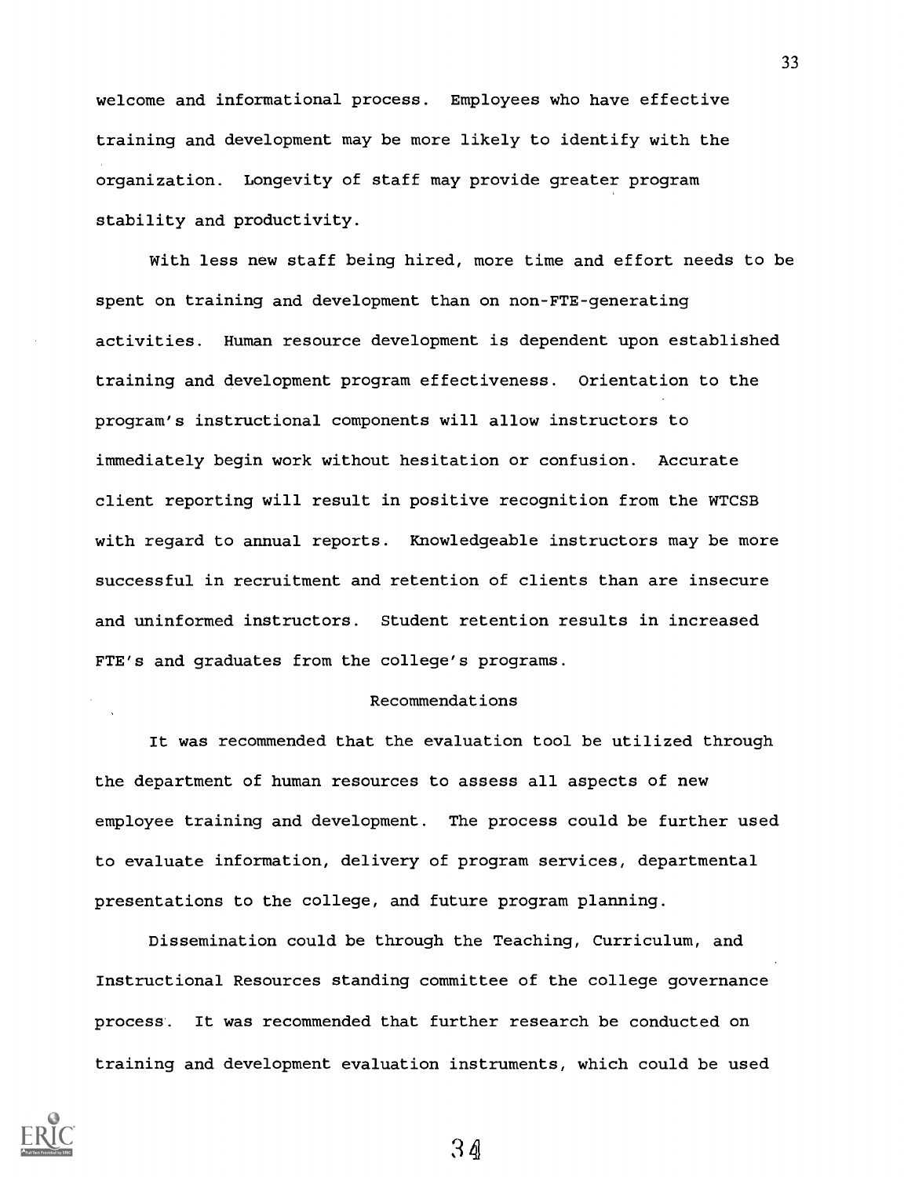welcome and informational process. Employees who have effective training and development may be more likely to identify with the organization. Longevity of staff may provide greater program stability and productivity.

With less new staff being hired, more time and effort needs to be spent on training and development than on non-FTE-generating activities. Human resource development is dependent upon established training and development program effectiveness. Orientation to the program's instructional components will allow instructors to immediately begin work without hesitation or confusion. Accurate client reporting will result in positive recognition from the WTCSB with regard to annual reports. Knowledgeable instructors may be more successful in recruitment and retention of clients than are insecure and uninformed instructors. Student retention results in increased FTE's and graduates from the college's programs.

## Recommendations

It was recommended that the evaluation tool be utilized through the department of human resources to assess all aspects of new employee training and development. The process could be further used to evaluate information, delivery of program services, departmental presentations to the college, and future program planning.

Dissemination could be through the Teaching, Curriculum, and Instructional Resources standing committee of the college governance process. It was recommended that further research be conducted on training and development evaluation instruments, which could be used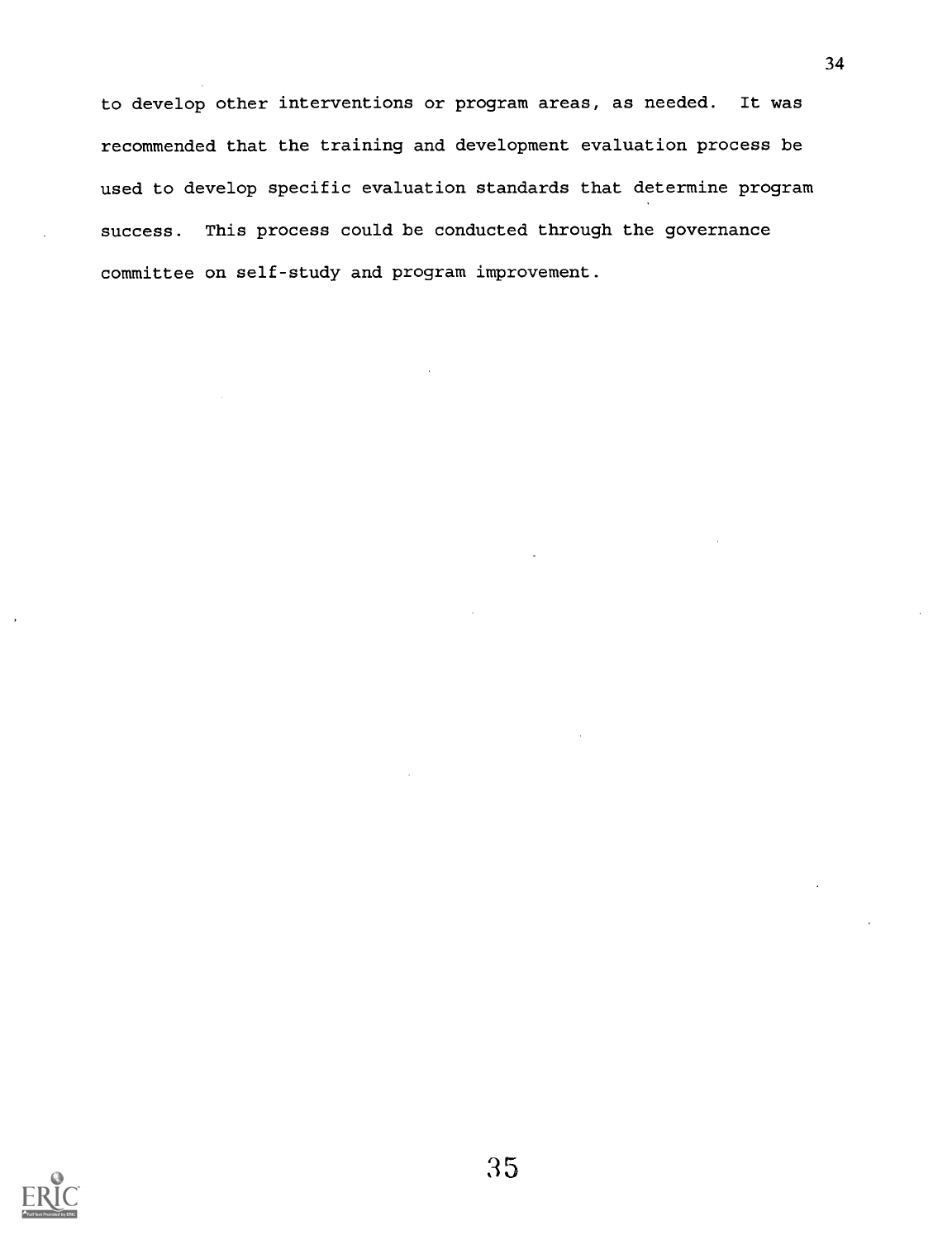to develop other interventions or program areas, as needed. It was recommended that the training and development evaluation process be used to develop specific evaluation standards that determine program success. This process could be conducted through the governance committee on self-study and program improvement.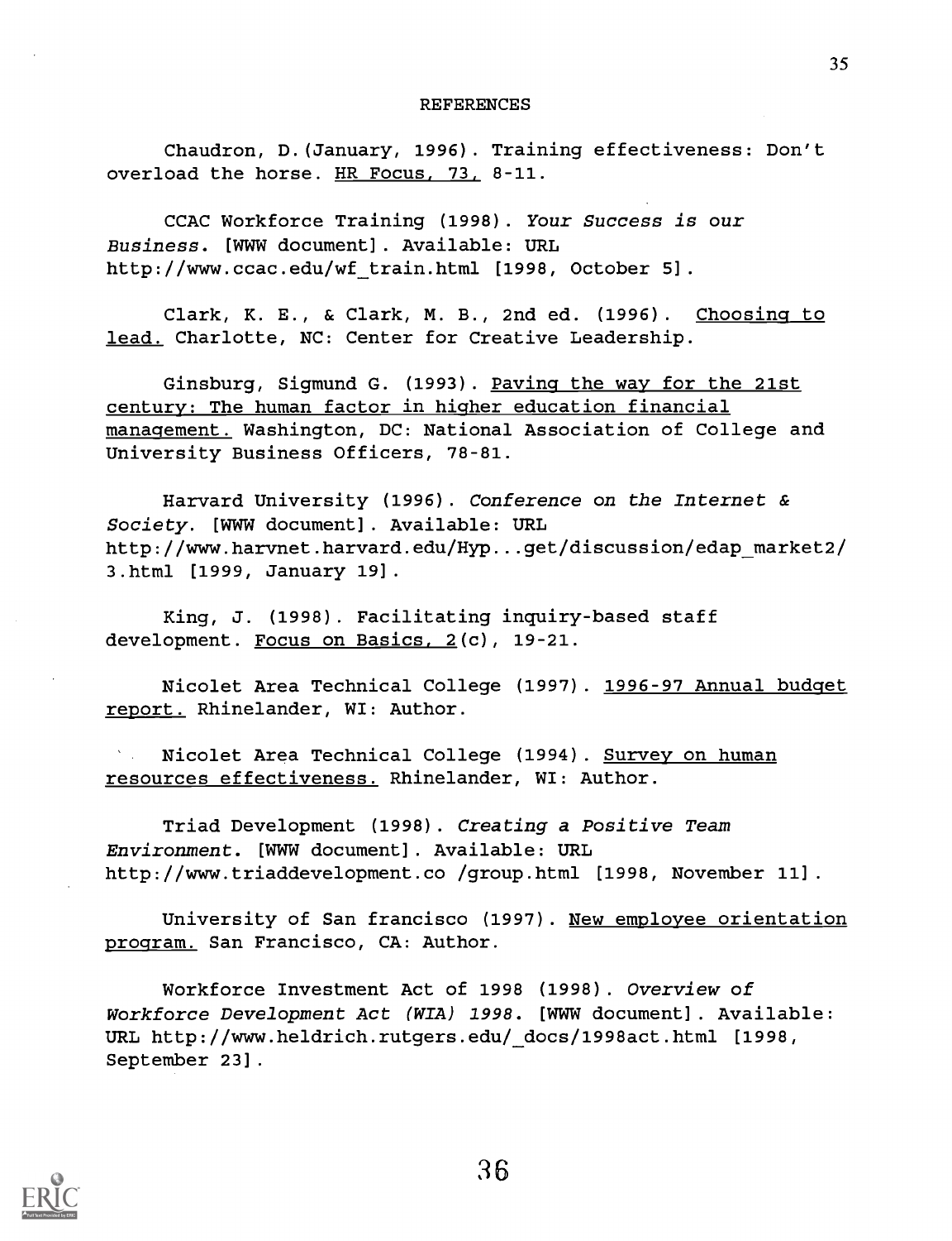# REFERENCES

Chaudron, D. (January, 1996). Training effectiveness: Don't overload the horse. HR Focus, 73, 8-11.

CCAC Workforce Training (1998). *Your Success is our Business.* [WWW document]. Available: URL http://www.ccac.edu/wf_train.html [1998, October 5].

Clark, K. E., & Clark, M. B., 2nd ed. (1996). Choosing to lead. Charlotte, NC: Center for Creative Leadership.

Ginsburg, Sigmund G. (1993). Paving the way for the 21st century: The human factor in higher education financial management. Washington, DC: National Association of College and University Business Officers, 78-81.

Harvard University (1996). *Conference on the Internet & Society.* [WWW document]. Available: URL http://www.harvnet.harvard.edu/Hyp...get/discussion/edap_market2/3.html [1999, January 19].

King, J. (1998). Facilitating inquiry-based staff development. Focus on Basics, 2(c), 19-21.

Nicolet Area Technical College (1997). 1996-97 Annual budget report. Rhinelander, WI: Author.

Nicolet Area Technical College (1994). Survey on human resources effectiveness. Rhinelander, WI: Author.

Triad Development (1998). *Creating a Positive Team Environment.* [WWW document]. Available: URL http://www.triaddevelopment.co /group.html [1998, November 11].

University of San francisco (1997). New employee orientation program. San Francisco, CA: Author.

Workforce Investment Act of 1998 (1998). *Overview of Workforce Development Act (WIA) 1998.* [WWW document]. Available: URL http://www.heldrich.rutgers.edu/_docs/1998act.html [1998, September 23].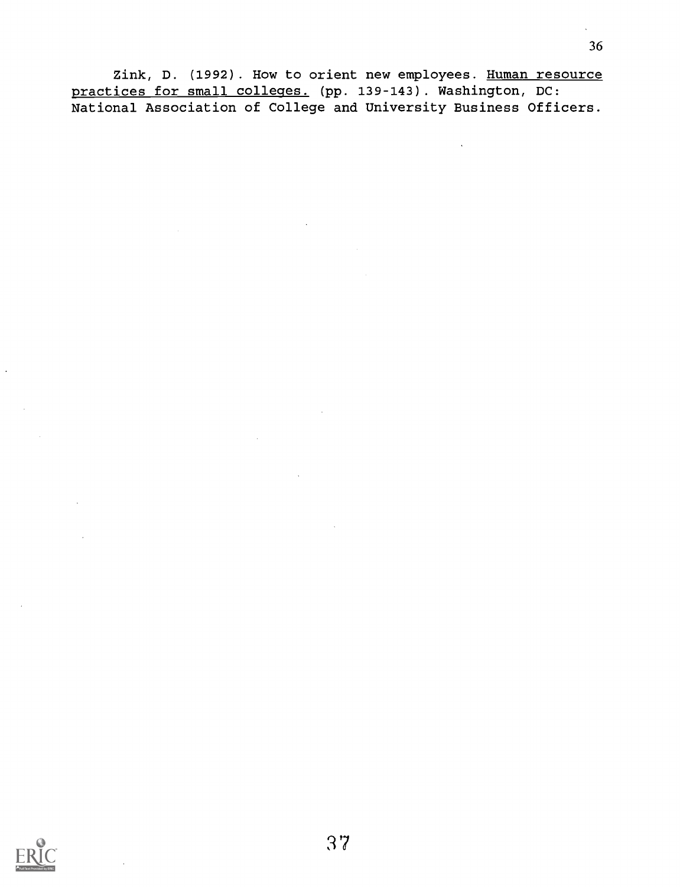Zink, D. (1992). How to orient new employees. Human resource practices for small colleges. (pp. 139-143). Washington, DC: National Association of College and University Business Officers.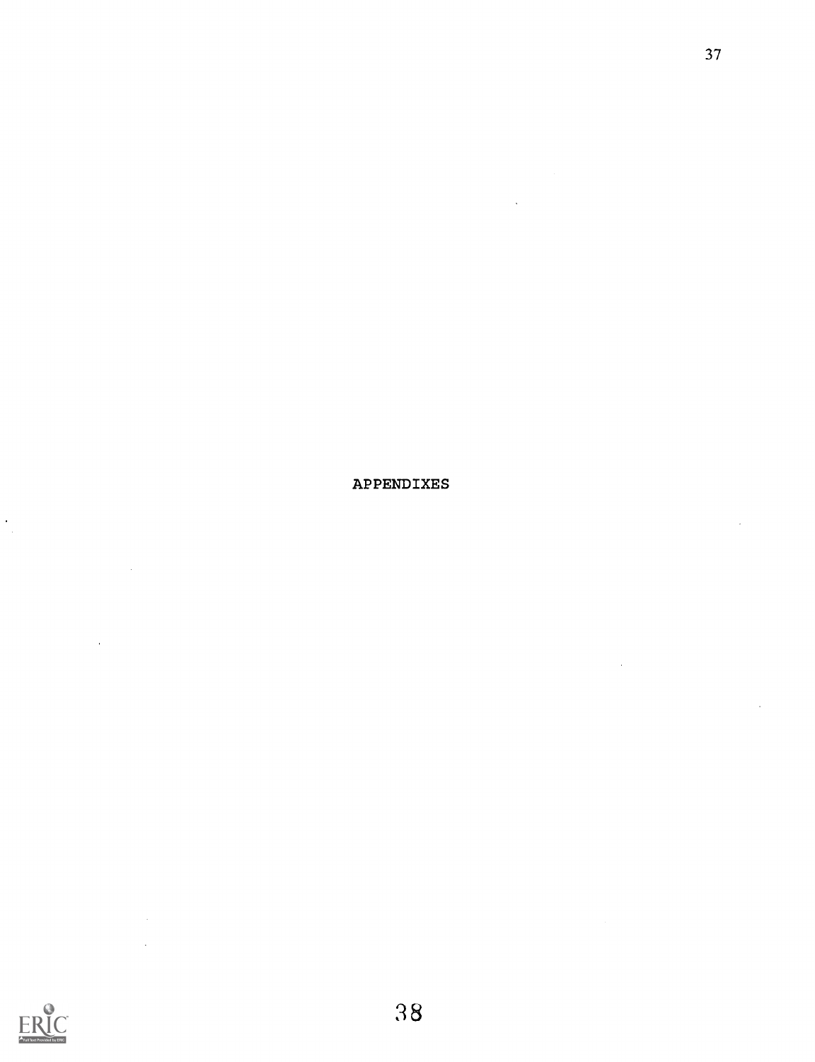# APPENDIXES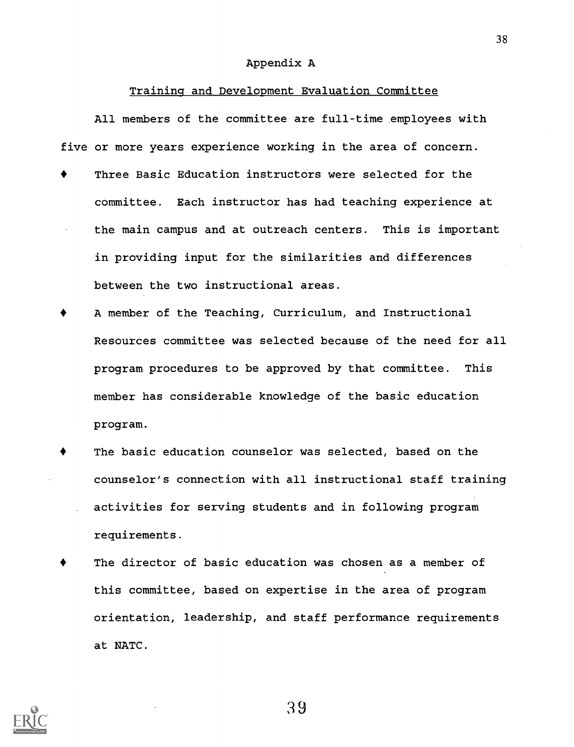# Appendix A

## Training and Development Evaluation Committee

All members of the committee are full-time employees with five or more years experience working in the area of concern.

- Three Basic Education instructors were selected for the committee. Each instructor has had teaching experience at the main campus and at outreach centers. This is important in providing input for the similarities and differences between the two instructional areas.
- A member of the Teaching, Curriculum, and Instructional Resources committee was selected because of the need for all program procedures to be approved by that committee. This member has considerable knowledge of the basic education program.
- The basic education counselor was selected, based on the counselor's connection with all instructional staff training activities for serving students and in following program requirements.
- The director of basic education was chosen as a member of this committee, based on expertise in the area of program orientation, leadership, and staff performance requirements at NATC.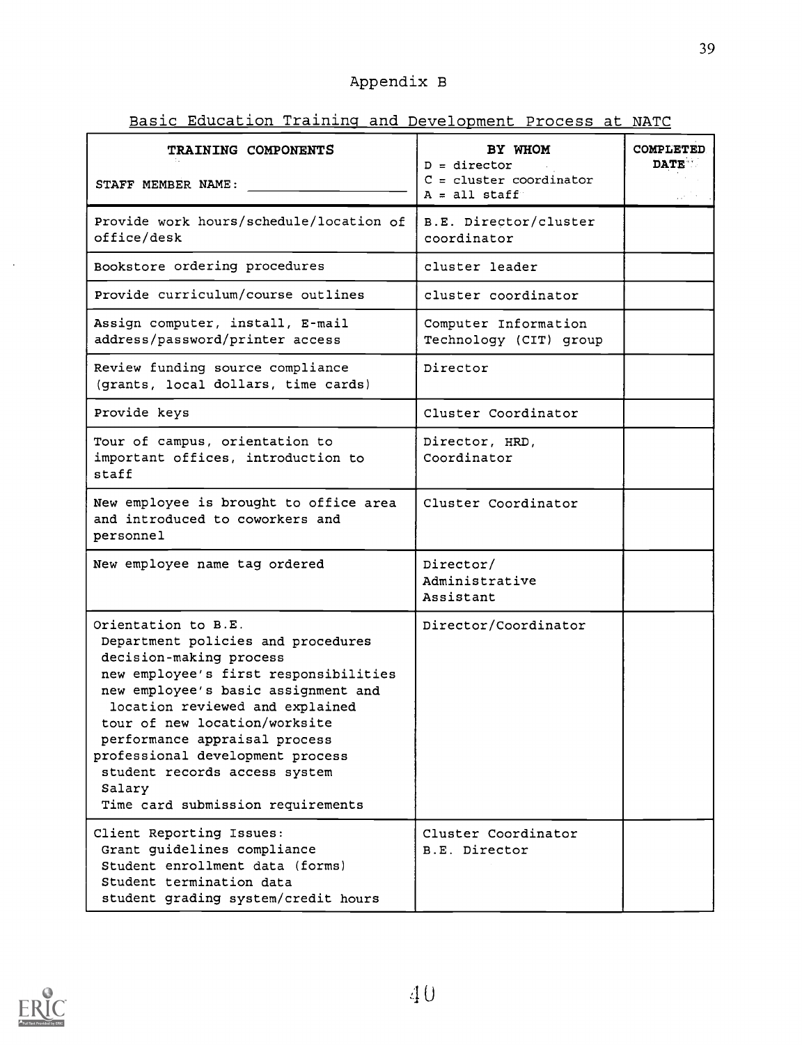# Appendix B

## Basic Education Training and Development Process at NATC

| TRAINING COMPONENTS<br><br>STAFF MEMBER NAME: ____________ | BY WHOM<br>D = director<br>C = cluster coordinator<br>A = all staff | COMPLETED DATE |
|---|---|---|
| Provide work hours/schedule/location of office/desk | B.E. Director/cluster coordinator | |
| Bookstore ordering procedures | cluster leader | |
| Provide curriculum/course outlines | cluster coordinator | |
| Assign computer, install, E-mail address/password/printer access | Computer Information Technology (CIT) group | |
| Review funding source compliance (grants, local dollars, time cards) | Director | |
| Provide keys | Cluster Coordinator | |
| Tour of campus, orientation to important offices, introduction to staff | Director, HRD, Coordinator | |
| New employee is brought to office area and introduced to coworkers and personnel | Cluster Coordinator | |
| New employee name tag ordered | Director/ Administrative Assistant | |
| Orientation to B.E.<br>Department policies and procedures<br>decision-making process<br>new employee's first responsibilities<br>new employee's basic assignment and location reviewed and explained<br>tour of new location/worksite<br>performance appraisal process<br>professional development process<br>student records access system<br>Salary<br>Time card submission requirements | Director/Coordinator | |
| Client Reporting Issues:<br>Grant guidelines compliance<br>Student enrollment data (forms)<br>Student termination data<br>student grading system/credit hours | Cluster Coordinator<br>B.E. Director | |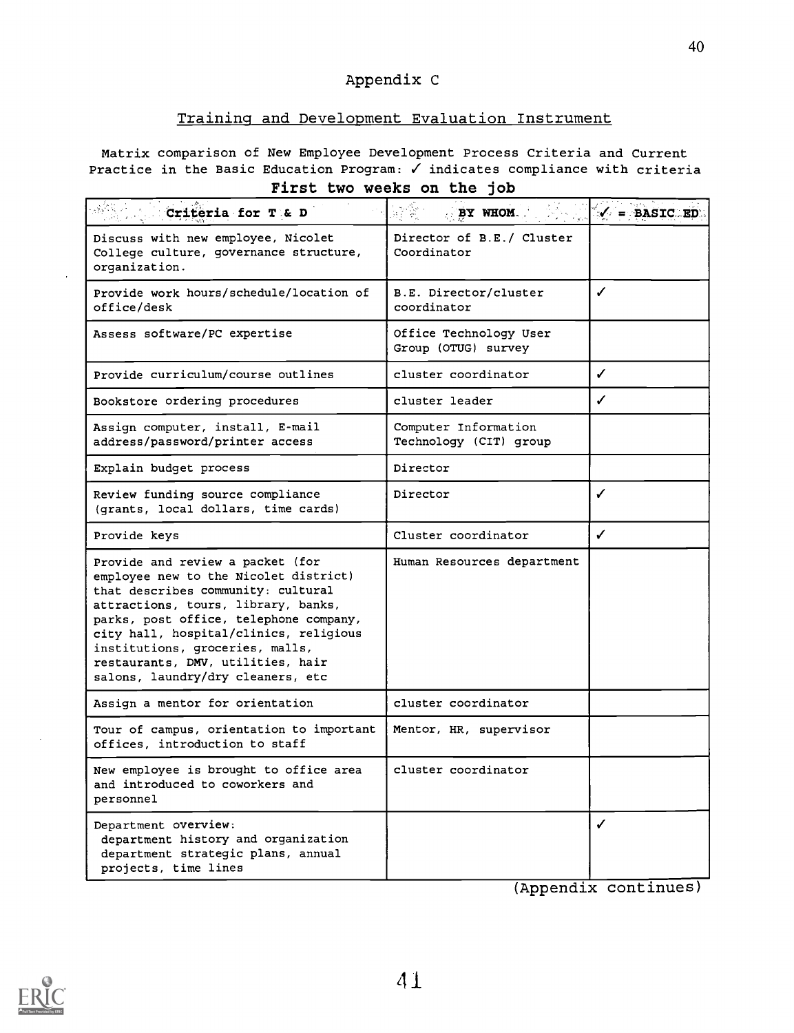## Appendix C

### Training and Development Evaluation Instrument

Matrix comparison of New Employee Development Process Criteria and Current Practice in the Basic Education Program: ✓ indicates compliance with criteria

**First two weeks on the job**

| Criteria for T & D | BY WHOM | ✓ = BASIC ED |
|---|---|---|
| Discuss with new employee, Nicolet College culture, governance structure, organization. | Director of B.E./ Cluster Coordinator | |
| Provide work hours/schedule/location of office/desk | B.E. Director/cluster coordinator | ✓ |
| Assess software/PC expertise | Office Technology User Group (OTUG) survey | |
| Provide curriculum/course outlines | cluster coordinator | ✓ |
| Bookstore ordering procedures | cluster leader | ✓ |
| Assign computer, install, E-mail address/password/printer access | Computer Information Technology (CIT) group | |
| Explain budget process | Director | |
| Review funding source compliance (grants, local dollars, time cards) | Director | ✓ |
| Provide keys | Cluster coordinator | ✓ |
| Provide and review a packet (for employee new to the Nicolet district) that describes community: cultural attractions, tours, library, banks, parks, post office, telephone company, city hall, hospital/clinics, religious institutions, groceries, malls, restaurants, DMV, utilities, hair salons, laundry/dry cleaners, etc | Human Resources department | |
| Assign a mentor for orientation | cluster coordinator | |
| Tour of campus, orientation to important offices, introduction to staff | Mentor, HR, supervisor | |
| New employee is brought to office area and introduced to coworkers and personnel | cluster coordinator | |
| Department overview: department history and organization department strategic plans, annual projects, time lines | | ✓ |

(Appendix continues)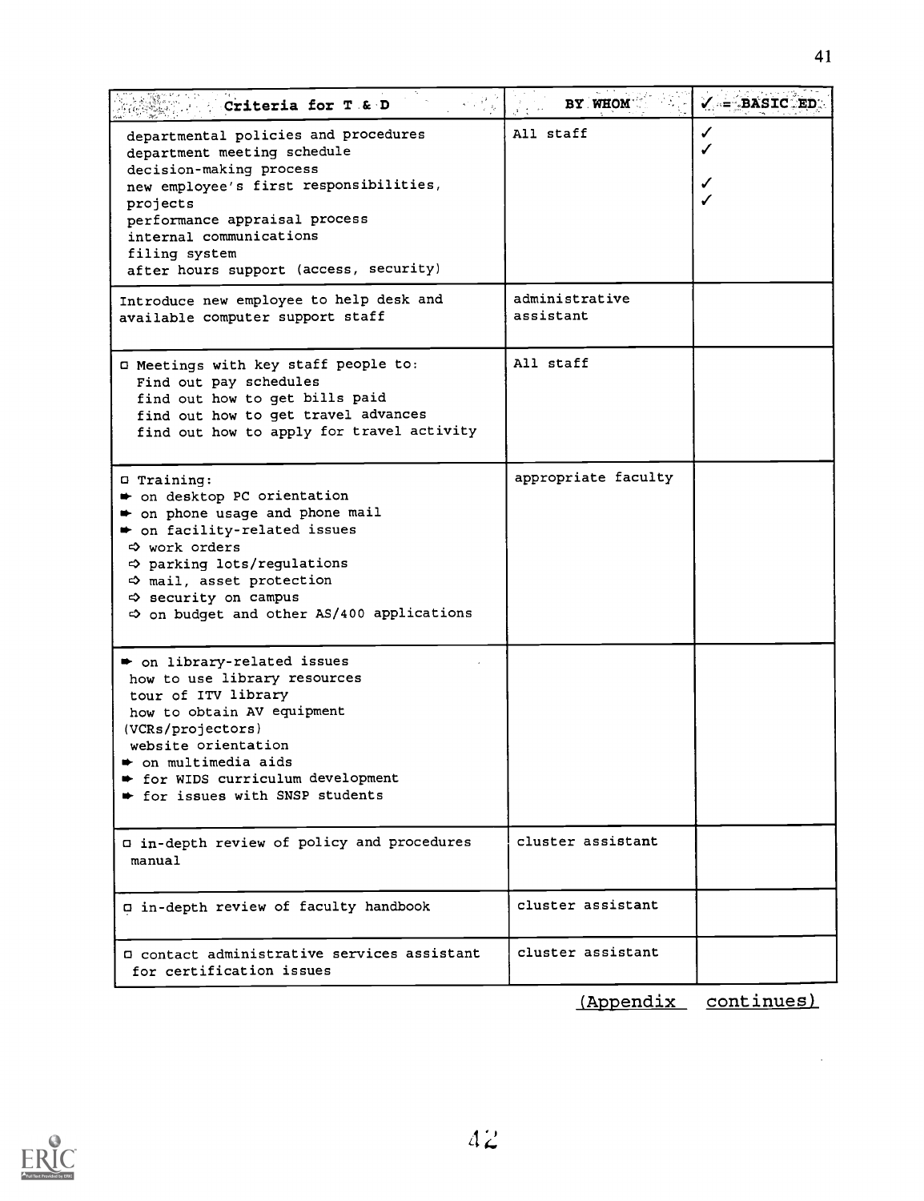| Criteria for T & D | BY WHOM | ✓ = BASIC ED |
|---|---|---|
| departmental policies and procedures<br>department meeting schedule<br>decision-making process<br>new employee's first responsibilities, projects<br>performance appraisal process<br>internal communications<br>filing system<br>after hours support (access, security) | All staff | ✓<br>✓<br><br>✓<br>✓ |
| Introduce new employee to help desk and available computer support staff | administrative assistant | |
| ▫ Meetings with key staff people to:<br>Find out pay schedules<br>find out how to get bills paid<br>find out how to get travel advances<br>find out how to apply for travel activity | All staff | |
| ▫ Training:<br>➨ on desktop PC orientation<br>➨ on phone usage and phone mail<br>➨ on facility-related issues<br>⇨ work orders<br>⇨ parking lots/regulations<br>⇨ mail, asset protection<br>⇨ security on campus<br>⇨ on budget and other AS/400 applications | appropriate faculty | |
| ➨ on library-related issues<br>how to use library resources<br>tour of ITV library<br>how to obtain AV equipment (VCRs/projectors)<br>website orientation<br>➨ on multimedia aids<br>➨ for WIDS curriculum development<br>➨ for issues with SNSP students | | |
| ▫ in-depth review of policy and procedures manual | cluster assistant | |
| ▫ in-depth review of faculty handbook | cluster assistant | |
| ▫ contact administrative services assistant for certification issues | cluster assistant | |

(Appendix continues)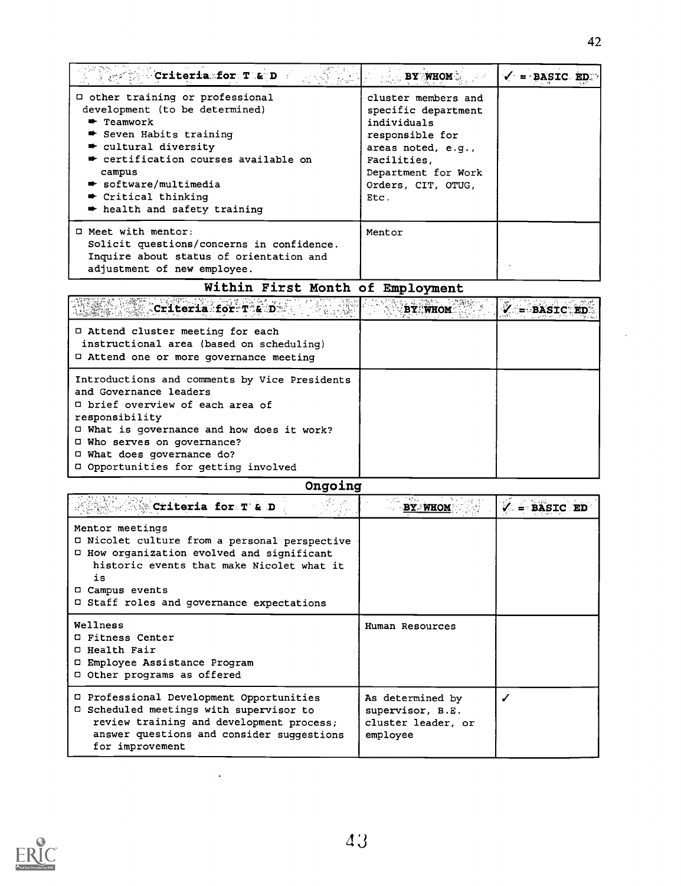| Criteria for T & D | BY WHOM | ✓ = BASIC ED |
|---|---|---|
| ☐ other training or professional development (to be determined)<br>➡ Teamwork<br>➡ Seven Habits training<br>➡ cultural diversity<br>➡ certification courses available on campus<br>➡ software/multimedia<br>➡ Critical thinking<br>➡ health and safety training | cluster members and specific department individuals responsible for areas noted, e.g., Facilities, Department for Work Orders, CIT, OTUG, Etc. | |
| ☐ Meet with mentor:<br>Solicit questions/concerns in confidence.<br>Inquire about status of orientation and adjustment of new employee. | Mentor | |

## Within First Month of Employment

| Criteria for T & D | BY WHOM | ✓ = BASIC ED |
|---|---|---|
| ☐ Attend cluster meeting for each instructional area (based on scheduling)<br>☐ Attend one or more governance meeting | | |
| Introductions and comments by Vice Presidents and Governance leaders<br>☐ brief overview of each area of responsibility<br>☐ What is governance and how does it work?<br>☐ Who serves on governance?<br>☐ What does governance do?<br>☐ Opportunities for getting involved | | |

## Ongoing

| Criteria for T & D | BY WHOM | ✓ = BASIC ED |
|---|---|---|
| Mentor meetings<br>☐ Nicolet culture from a personal perspective<br>☐ How organization evolved and significant historic events that make Nicolet what it is<br>☐ Campus events<br>☐ Staff roles and governance expectations | | |
| Wellness<br>☐ Fitness Center<br>☐ Health Fair<br>☐ Employee Assistance Program<br>☐ Other programs as offered | Human Resources | |
| ☐ Professional Development Opportunities<br>☐ Scheduled meetings with supervisor to review training and development process; answer questions and consider suggestions for improvement | As determined by supervisor, B.E. cluster leader, or employee | ✓ |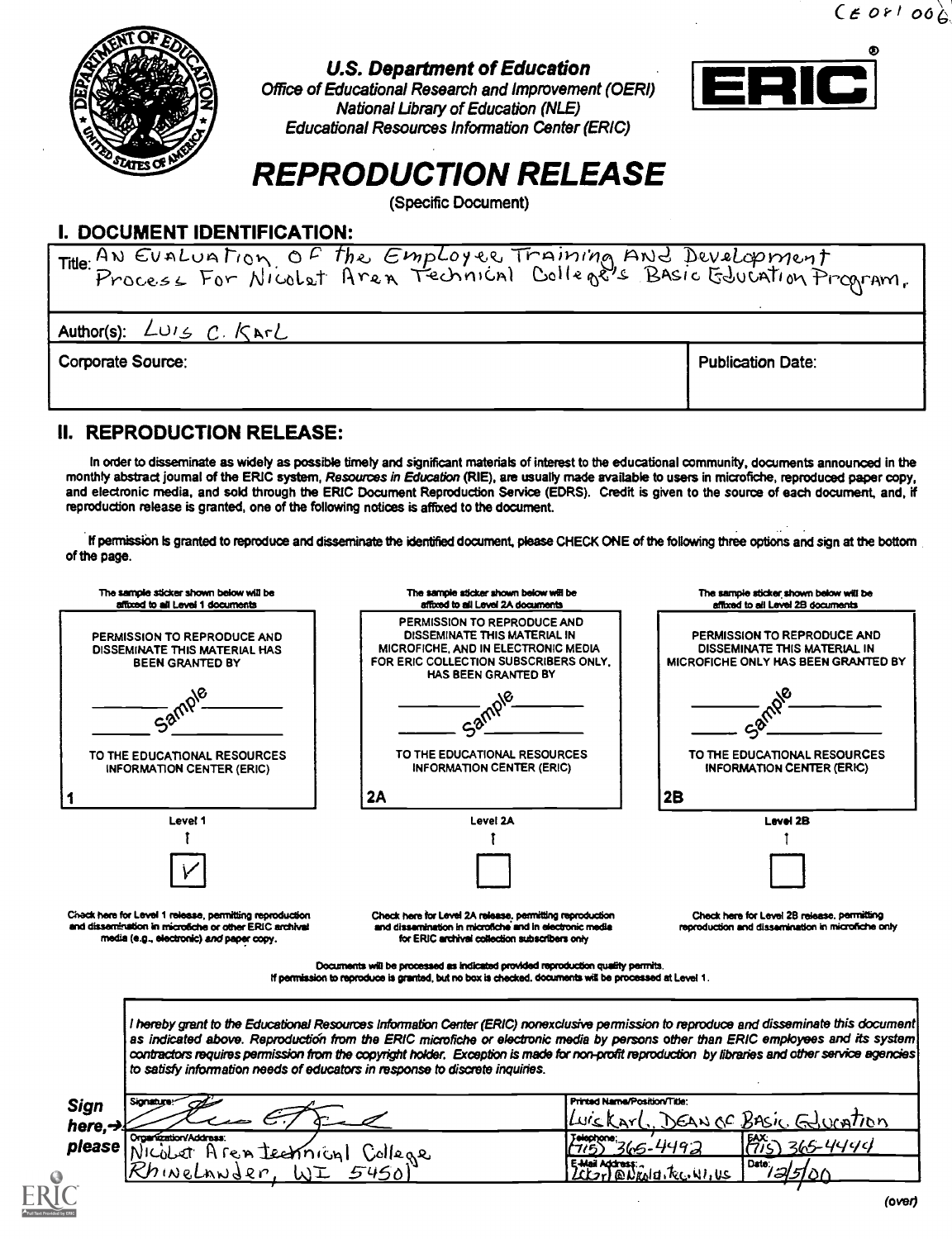CE 081 006

U.S. Department of Education
Office of Educational Research and Improvement (OERI)
National Library of Education (NLE)
Educational Resources Information Center (ERIC)

ERIC®

# REPRODUCTION RELEASE

(Specific Document)

## I. DOCUMENT IDENTIFICATION:

Title: AN EVALUATION OF the Employee Training AND Development Process For Nicolet Area Technical College's Basic Education Program.

Author(s): Luis C. Karl

Corporate Source:

Publication Date:

## II. REPRODUCTION RELEASE:

In order to disseminate as widely as possible timely and significant materials of interest to the educational community, documents announced in the monthly abstract journal of the ERIC system, *Resources in Education* (RIE), are usually made available to users in microfiche, reproduced paper copy, and electronic media, and sold through the ERIC Document Reproduction Service (EDRS). Credit is given to the source of each document, and, if reproduction release is granted, one of the following notices is affixed to the document.

If permission is granted to reproduce and disseminate the identified document, please CHECK ONE of the following three options and sign at the bottom of the page.

| The sample sticker shown below will be affixed to all Level 1 documents | The sample sticker shown below will be affixed to all Level 2A documents | The sample sticker shown below will be affixed to all Level 2B documents |
|---|---|---|
| PERMISSION TO REPRODUCE AND DISSEMINATE THIS MATERIAL HAS BEEN GRANTED BY<br>Sample<br>TO THE EDUCATIONAL RESOURCES INFORMATION CENTER (ERIC) | PERMISSION TO REPRODUCE AND DISSEMINATE THIS MATERIAL IN MICROFICHE, AND IN ELECTRONIC MEDIA FOR ERIC COLLECTION SUBSCRIBERS ONLY, HAS BEEN GRANTED BY<br>Sample<br>TO THE EDUCATIONAL RESOURCES INFORMATION CENTER (ERIC) | PERMISSION TO REPRODUCE AND DISSEMINATE THIS MATERIAL IN MICROFICHE ONLY HAS BEEN GRANTED BY<br>Sample<br>TO THE EDUCATIONAL RESOURCES INFORMATION CENTER (ERIC) |
| 1 | 2A | 2B |
| Level 1 | Level 2A | Level 2B |
| ☑ | ☐ | ☐ |
| Check here for Level 1 release, permitting reproduction and dissemination in microfiche or other ERIC archival media (e.g., electronic) *and* paper copy. | Check here for Level 2A release, permitting reproduction and dissemination in microfiche and in electronic media for ERIC archival collection subscribers only | Check here for Level 2B release, permitting reproduction and dissemination in microfiche only |

Documents will be processed as indicated provided reproduction quality permits.
If permission to reproduce is granted, but no box is checked, documents will be processed at Level 1.

*I hereby grant to the Educational Resources Information Center (ERIC) nonexclusive permission to reproduce and disseminate this document as indicated above. Reproduction from the ERIC microfiche or electronic media by persons other than ERIC employees and its system contractors requires permission from the copyright holder. Exception is made for non-profit reproduction by libraries and other service agencies to satisfy information needs of educators in response to discrete inquiries.*

**Sign here, → please**

Signature: [signature]

Printed Name/Position/Title: Luis Karl, Dean of Basic Education

Organization/Address: Nicolet Area Technical College Rhinelander, WI 54501

Telephone: (715) 365-4492

FAX: (715) 365-4444

E-Mail Address: lckarl@nicolet.tec.wi.us

Date: 12/5/00

(over)